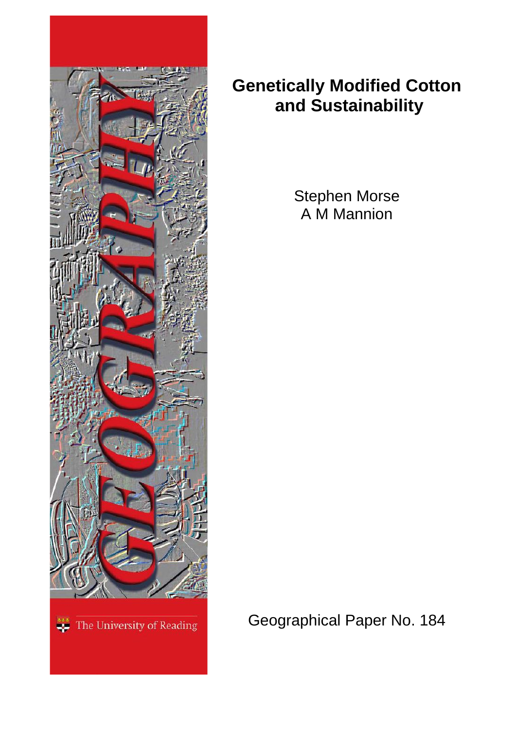# Genetically Modified Cotton and Sustainability

Stephen Morse
A M Mannion

GEOGRAPHY

The University of Reading

Geographical Paper No. 184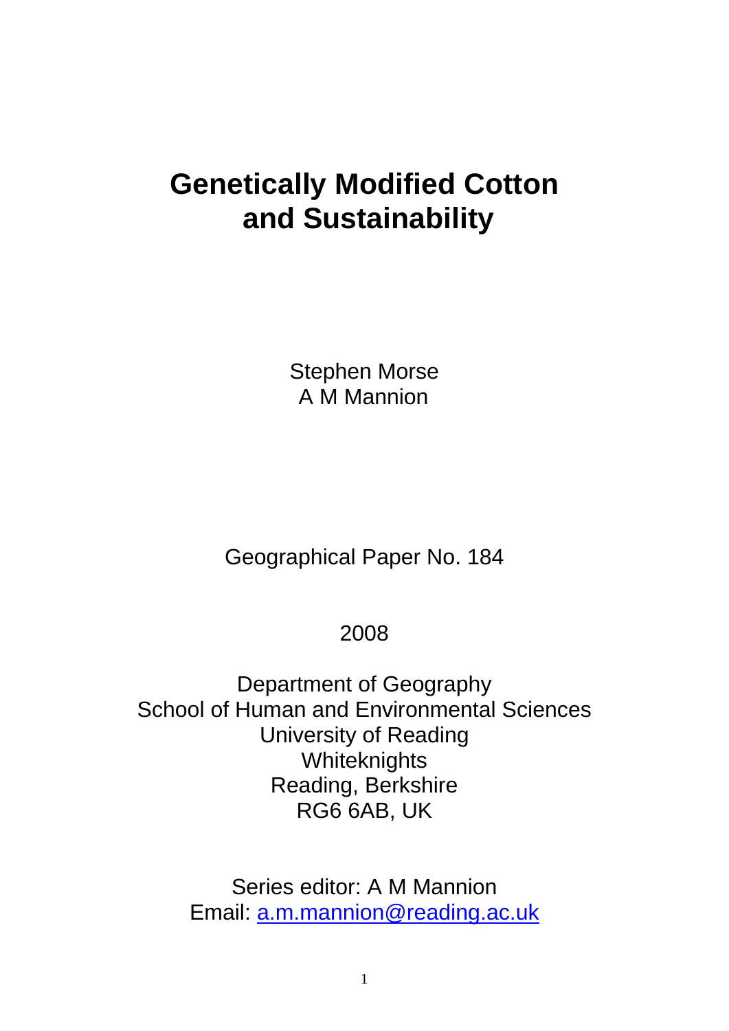# Genetically Modified Cotton and Sustainability

Stephen Morse
A M Mannion

Geographical Paper No. 184

2008

Department of Geography
School of Human and Environmental Sciences
University of Reading
Whiteknights
Reading, Berkshire
RG6 6AB, UK

Series editor: A M Mannion
Email: a.m.mannion@reading.ac.uk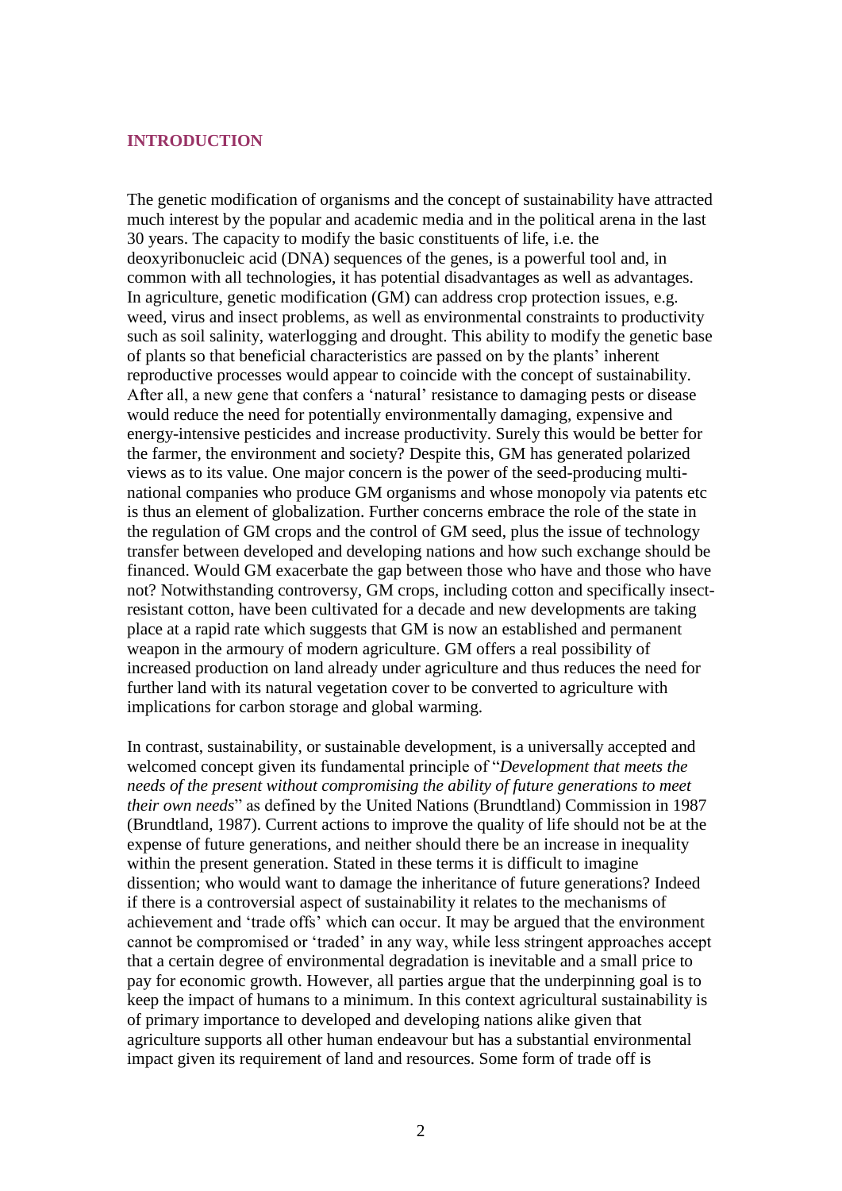## INTRODUCTION

The genetic modification of organisms and the concept of sustainability have attracted much interest by the popular and academic media and in the political arena in the last 30 years. The capacity to modify the basic constituents of life, i.e. the deoxyribonucleic acid (DNA) sequences of the genes, is a powerful tool and, in common with all technologies, it has potential disadvantages as well as advantages. In agriculture, genetic modification (GM) can address crop protection issues, e.g. weed, virus and insect problems, as well as environmental constraints to productivity such as soil salinity, waterlogging and drought. This ability to modify the genetic base of plants so that beneficial characteristics are passed on by the plants' inherent reproductive processes would appear to coincide with the concept of sustainability. After all, a new gene that confers a 'natural' resistance to damaging pests or disease would reduce the need for potentially environmentally damaging, expensive and energy-intensive pesticides and increase productivity. Surely this would be better for the farmer, the environment and society? Despite this, GM has generated polarized views as to its value. One major concern is the power of the seed-producing multi-national companies who produce GM organisms and whose monopoly via patents etc is thus an element of globalization. Further concerns embrace the role of the state in the regulation of GM crops and the control of GM seed, plus the issue of technology transfer between developed and developing nations and how such exchange should be financed. Would GM exacerbate the gap between those who have and those who have not? Notwithstanding controversy, GM crops, including cotton and specifically insect-resistant cotton, have been cultivated for a decade and new developments are taking place at a rapid rate which suggests that GM is now an established and permanent weapon in the armoury of modern agriculture. GM offers a real possibility of increased production on land already under agriculture and thus reduces the need for further land with its natural vegetation cover to be converted to agriculture with implications for carbon storage and global warming.

In contrast, sustainability, or sustainable development, is a universally accepted and welcomed concept given its fundamental principle of "*Development that meets the needs of the present without compromising the ability of future generations to meet their own needs*" as defined by the United Nations (Brundtland) Commission in 1987 (Brundtland, 1987). Current actions to improve the quality of life should not be at the expense of future generations, and neither should there be an increase in inequality within the present generation. Stated in these terms it is difficult to imagine dissention; who would want to damage the inheritance of future generations? Indeed if there is a controversial aspect of sustainability it relates to the mechanisms of achievement and 'trade offs' which can occur. It may be argued that the environment cannot be compromised or 'traded' in any way, while less stringent approaches accept that a certain degree of environmental degradation is inevitable and a small price to pay for economic growth. However, all parties argue that the underpinning goal is to keep the impact of humans to a minimum. In this context agricultural sustainability is of primary importance to developed and developing nations alike given that agriculture supports all other human endeavour but has a substantial environmental impact given its requirement of land and resources. Some form of trade off is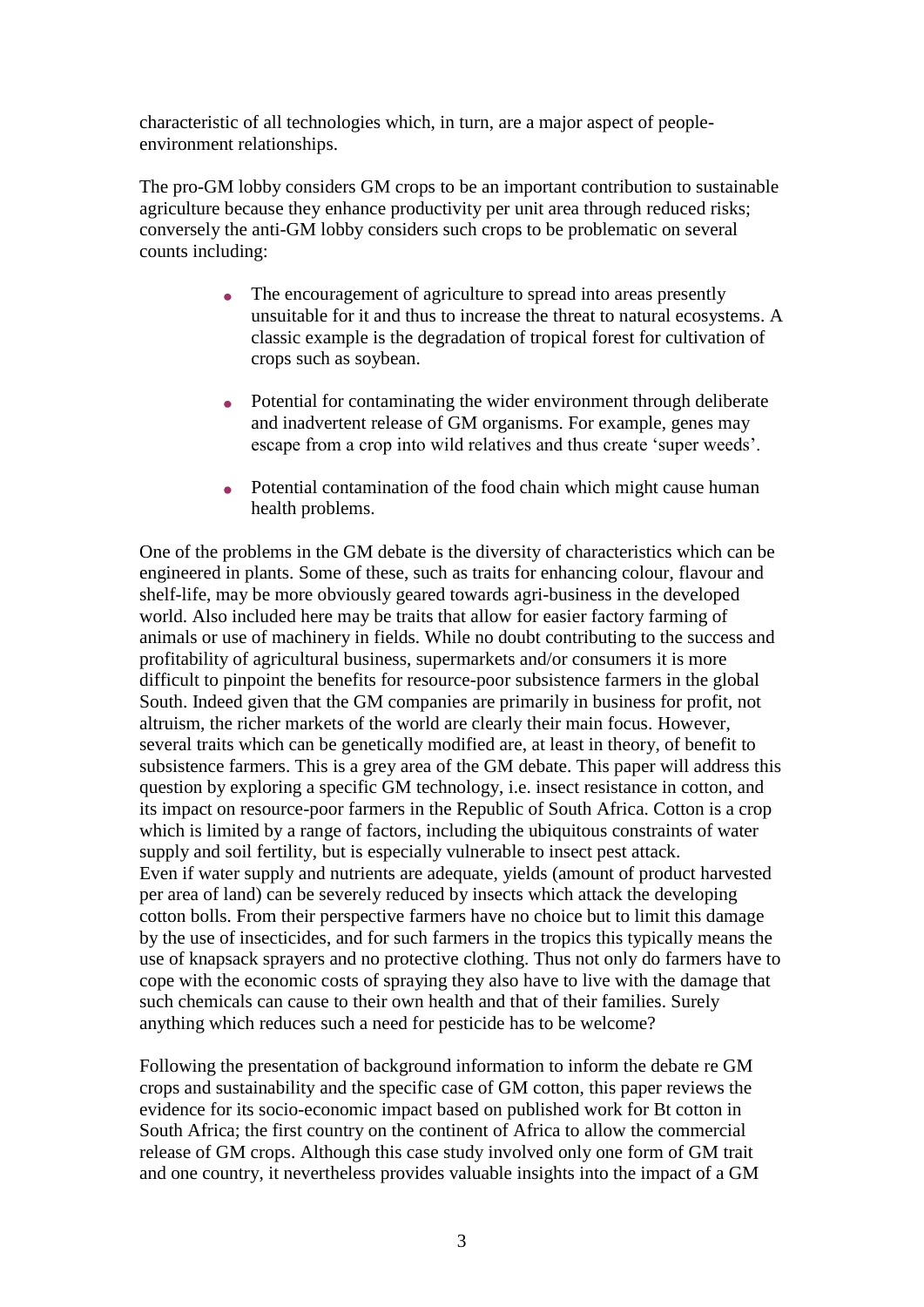characteristic of all technologies which, in turn, are a major aspect of people-environment relationships.

The pro-GM lobby considers GM crops to be an important contribution to sustainable agriculture because they enhance productivity per unit area through reduced risks; conversely the anti-GM lobby considers such crops to be problematic on several counts including:

- The encouragement of agriculture to spread into areas presently unsuitable for it and thus to increase the threat to natural ecosystems. A classic example is the degradation of tropical forest for cultivation of crops such as soybean.

- Potential for contaminating the wider environment through deliberate and inadvertent release of GM organisms. For example, genes may escape from a crop into wild relatives and thus create 'super weeds'.

- Potential contamination of the food chain which might cause human health problems.

One of the problems in the GM debate is the diversity of characteristics which can be engineered in plants. Some of these, such as traits for enhancing colour, flavour and shelf-life, may be more obviously geared towards agri-business in the developed world. Also included here may be traits that allow for easier factory farming of animals or use of machinery in fields. While no doubt contributing to the success and profitability of agricultural business, supermarkets and/or consumers it is more difficult to pinpoint the benefits for resource-poor subsistence farmers in the global South. Indeed given that the GM companies are primarily in business for profit, not altruism, the richer markets of the world are clearly their main focus. However, several traits which can be genetically modified are, at least in theory, of benefit to subsistence farmers. This is a grey area of the GM debate. This paper will address this question by exploring a specific GM technology, i.e. insect resistance in cotton, and its impact on resource-poor farmers in the Republic of South Africa. Cotton is a crop which is limited by a range of factors, including the ubiquitous constraints of water supply and soil fertility, but is especially vulnerable to insect pest attack. Even if water supply and nutrients are adequate, yields (amount of product harvested per area of land) can be severely reduced by insects which attack the developing cotton bolls. From their perspective farmers have no choice but to limit this damage by the use of insecticides, and for such farmers in the tropics this typically means the use of knapsack sprayers and no protective clothing. Thus not only do farmers have to cope with the economic costs of spraying they also have to live with the damage that such chemicals can cause to their own health and that of their families. Surely anything which reduces such a need for pesticide has to be welcome?

Following the presentation of background information to inform the debate re GM crops and sustainability and the specific case of GM cotton, this paper reviews the evidence for its socio-economic impact based on published work for Bt cotton in South Africa; the first country on the continent of Africa to allow the commercial release of GM crops. Although this case study involved only one form of GM trait and one country, it nevertheless provides valuable insights into the impact of a GM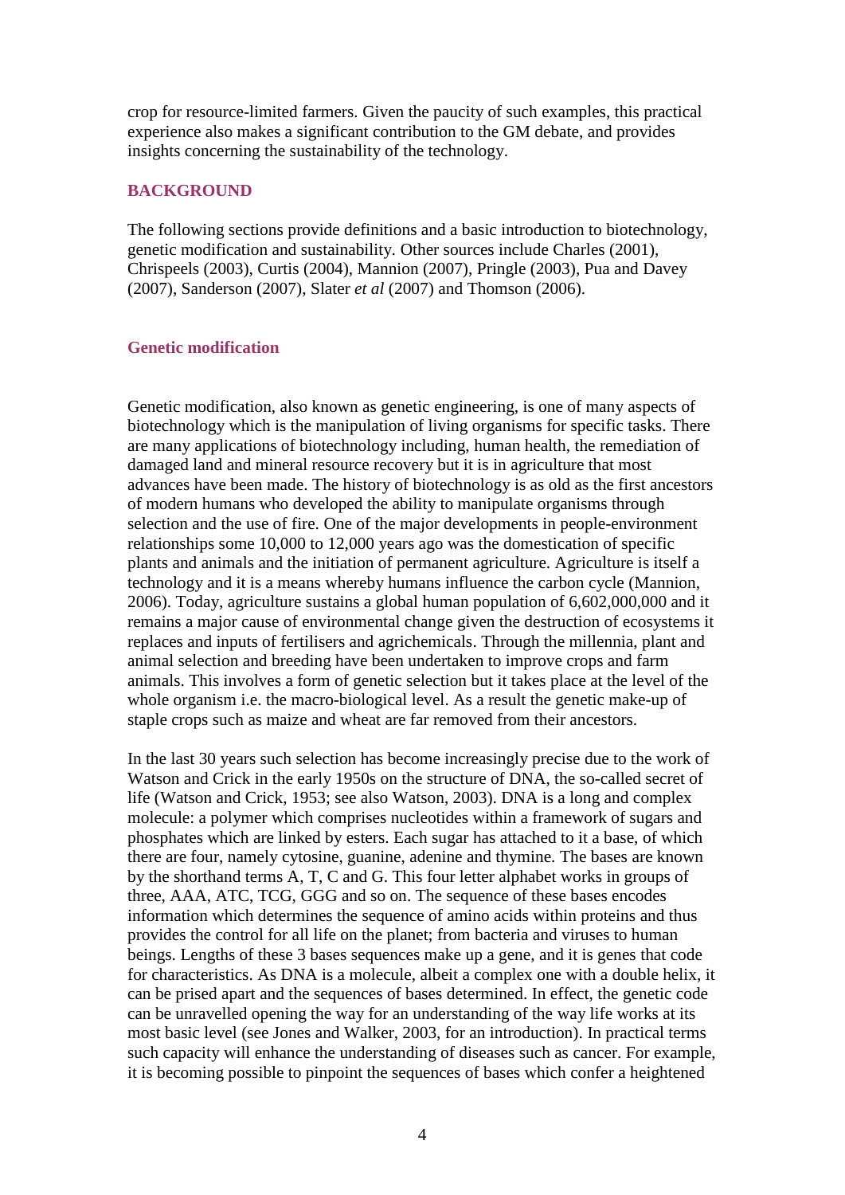crop for resource-limited farmers. Given the paucity of such examples, this practical experience also makes a significant contribution to the GM debate, and provides insights concerning the sustainability of the technology.

## BACKGROUND

The following sections provide definitions and a basic introduction to biotechnology, genetic modification and sustainability. Other sources include Charles (2001), Chrispeels (2003), Curtis (2004), Mannion (2007), Pringle (2003), Pua and Davey (2007), Sanderson (2007), Slater *et al* (2007) and Thomson (2006).

### Genetic modification

Genetic modification, also known as genetic engineering, is one of many aspects of biotechnology which is the manipulation of living organisms for specific tasks. There are many applications of biotechnology including, human health, the remediation of damaged land and mineral resource recovery but it is in agriculture that most advances have been made. The history of biotechnology is as old as the first ancestors of modern humans who developed the ability to manipulate organisms through selection and the use of fire. One of the major developments in people-environment relationships some 10,000 to 12,000 years ago was the domestication of specific plants and animals and the initiation of permanent agriculture. Agriculture is itself a technology and it is a means whereby humans influence the carbon cycle (Mannion, 2006). Today, agriculture sustains a global human population of 6,602,000,000 and it remains a major cause of environmental change given the destruction of ecosystems it replaces and inputs of fertilisers and agrichemicals. Through the millennia, plant and animal selection and breeding have been undertaken to improve crops and farm animals. This involves a form of genetic selection but it takes place at the level of the whole organism i.e. the macro-biological level. As a result the genetic make-up of staple crops such as maize and wheat are far removed from their ancestors.

In the last 30 years such selection has become increasingly precise due to the work of Watson and Crick in the early 1950s on the structure of DNA, the so-called secret of life (Watson and Crick, 1953; see also Watson, 2003). DNA is a long and complex molecule: a polymer which comprises nucleotides within a framework of sugars and phosphates which are linked by esters. Each sugar has attached to it a base, of which there are four, namely cytosine, guanine, adenine and thymine. The bases are known by the shorthand terms A, T, C and G. This four letter alphabet works in groups of three, AAA, ATC, TCG, GGG and so on. The sequence of these bases encodes information which determines the sequence of amino acids within proteins and thus provides the control for all life on the planet; from bacteria and viruses to human beings. Lengths of these 3 bases sequences make up a gene, and it is genes that code for characteristics. As DNA is a molecule, albeit a complex one with a double helix, it can be prised apart and the sequences of bases determined. In effect, the genetic code can be unravelled opening the way for an understanding of the way life works at its most basic level (see Jones and Walker, 2003, for an introduction). In practical terms such capacity will enhance the understanding of diseases such as cancer. For example, it is becoming possible to pinpoint the sequences of bases which confer a heightened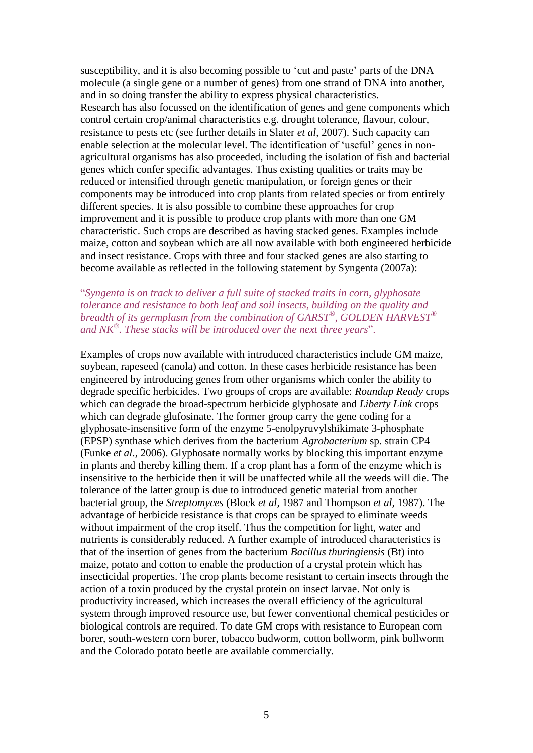susceptibility, and it is also becoming possible to 'cut and paste' parts of the DNA molecule (a single gene or a number of genes) from one strand of DNA into another, and in so doing transfer the ability to express physical characteristics.
Research has also focussed on the identification of genes and gene components which control certain crop/animal characteristics e.g. drought tolerance, flavour, colour, resistance to pests etc (see further details in Slater *et al*, 2007). Such capacity can enable selection at the molecular level. The identification of 'useful' genes in non-agricultural organisms has also proceeded, including the isolation of fish and bacterial genes which confer specific advantages. Thus existing qualities or traits may be reduced or intensified through genetic manipulation, or foreign genes or their components may be introduced into crop plants from related species or from entirely different species. It is also possible to combine these approaches for crop improvement and it is possible to produce crop plants with more than one GM characteristic. Such crops are described as having stacked genes. Examples include maize, cotton and soybean which are all now available with both engineered herbicide and insect resistance. Crops with three and four stacked genes are also starting to become available as reflected in the following statement by Syngenta (2007a):

"*Syngenta is on track to deliver a full suite of stacked traits in corn, glyphosate tolerance and resistance to both leaf and soil insects, building on the quality and breadth of its germplasm from the combination of GARST®, GOLDEN HARVEST® and NK®. These stacks will be introduced over the next three years*".

Examples of crops now available with introduced characteristics include GM maize, soybean, rapeseed (canola) and cotton. In these cases herbicide resistance has been engineered by introducing genes from other organisms which confer the ability to degrade specific herbicides. Two groups of crops are available: *Roundup Ready* crops which can degrade the broad-spectrum herbicide glyphosate and *Liberty Link* crops which can degrade glufosinate. The former group carry the gene coding for a glyphosate-insensitive form of the enzyme 5-enolpyruvylshikimate 3-phosphate (EPSP) synthase which derives from the bacterium *Agrobacterium* sp. strain CP4 (Funke *et al*., 2006). Glyphosate normally works by blocking this important enzyme in plants and thereby killing them. If a crop plant has a form of the enzyme which is insensitive to the herbicide then it will be unaffected while all the weeds will die. The tolerance of the latter group is due to introduced genetic material from another bacterial group, the *Streptomyces* (Block *et al*, 1987 and Thompson *et al*, 1987). The advantage of herbicide resistance is that crops can be sprayed to eliminate weeds without impairment of the crop itself. Thus the competition for light, water and nutrients is considerably reduced. A further example of introduced characteristics is that of the insertion of genes from the bacterium *Bacillus thuringiensis* (Bt) into maize, potato and cotton to enable the production of a crystal protein which has insecticidal properties. The crop plants become resistant to certain insects through the action of a toxin produced by the crystal protein on insect larvae. Not only is productivity increased, which increases the overall efficiency of the agricultural system through improved resource use, but fewer conventional chemical pesticides or biological controls are required. To date GM crops with resistance to European corn borer, south-western corn borer, tobacco budworm, cotton bollworm, pink bollworm and the Colorado potato beetle are available commercially.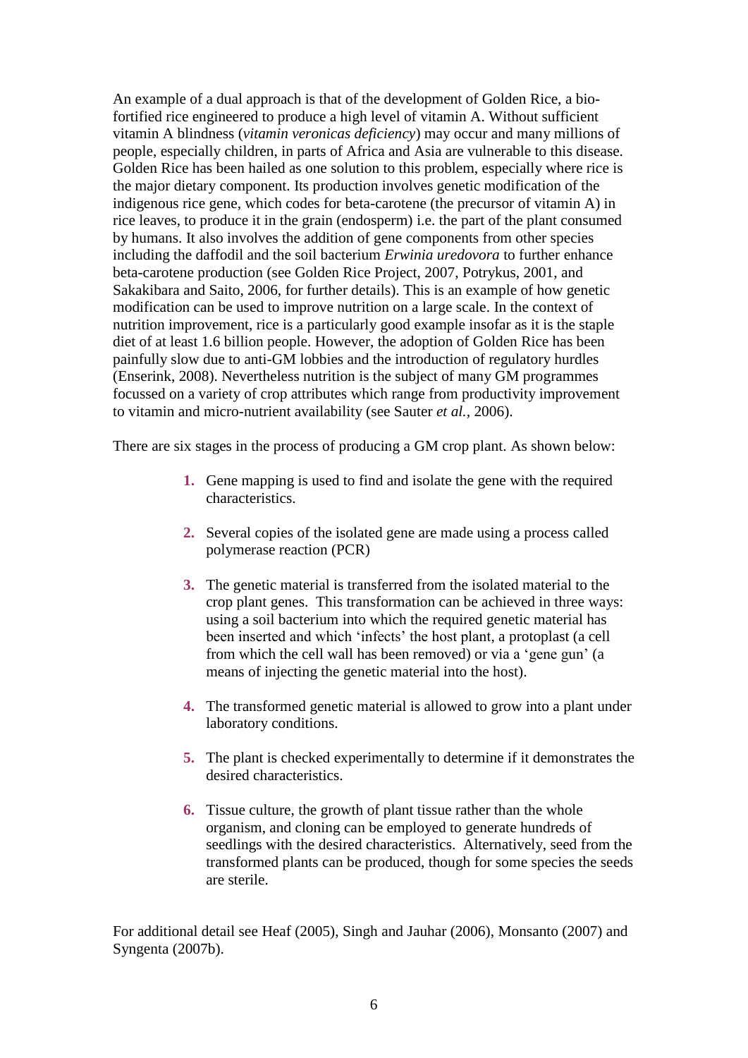An example of a dual approach is that of the development of Golden Rice, a bio-fortified rice engineered to produce a high level of vitamin A. Without sufficient vitamin A blindness (*vitamin veronicas deficiency*) may occur and many millions of people, especially children, in parts of Africa and Asia are vulnerable to this disease. Golden Rice has been hailed as one solution to this problem, especially where rice is the major dietary component. Its production involves genetic modification of the indigenous rice gene, which codes for beta-carotene (the precursor of vitamin A) in rice leaves, to produce it in the grain (endosperm) i.e. the part of the plant consumed by humans. It also involves the addition of gene components from other species including the daffodil and the soil bacterium *Erwinia uredovora* to further enhance beta-carotene production (see Golden Rice Project, 2007, Potrykus, 2001, and Sakakibara and Saito, 2006, for further details). This is an example of how genetic modification can be used to improve nutrition on a large scale. In the context of nutrition improvement, rice is a particularly good example insofar as it is the staple diet of at least 1.6 billion people. However, the adoption of Golden Rice has been painfully slow due to anti-GM lobbies and the introduction of regulatory hurdles (Enserink, 2008). Nevertheless nutrition is the subject of many GM programmes focussed on a variety of crop attributes which range from productivity improvement to vitamin and micro-nutrient availability (see Sauter *et al.*, 2006).

There are six stages in the process of producing a GM crop plant. As shown below:

1. Gene mapping is used to find and isolate the gene with the required characteristics.

2. Several copies of the isolated gene are made using a process called polymerase reaction (PCR)

3. The genetic material is transferred from the isolated material to the crop plant genes. This transformation can be achieved in three ways: using a soil bacterium into which the required genetic material has been inserted and which 'infects' the host plant, a protoplast (a cell from which the cell wall has been removed) or via a 'gene gun' (a means of injecting the genetic material into the host).

4. The transformed genetic material is allowed to grow into a plant under laboratory conditions.

5. The plant is checked experimentally to determine if it demonstrates the desired characteristics.

6. Tissue culture, the growth of plant tissue rather than the whole organism, and cloning can be employed to generate hundreds of seedlings with the desired characteristics. Alternatively, seed from the transformed plants can be produced, though for some species the seeds are sterile.

For additional detail see Heaf (2005), Singh and Jauhar (2006), Monsanto (2007) and Syngenta (2007b).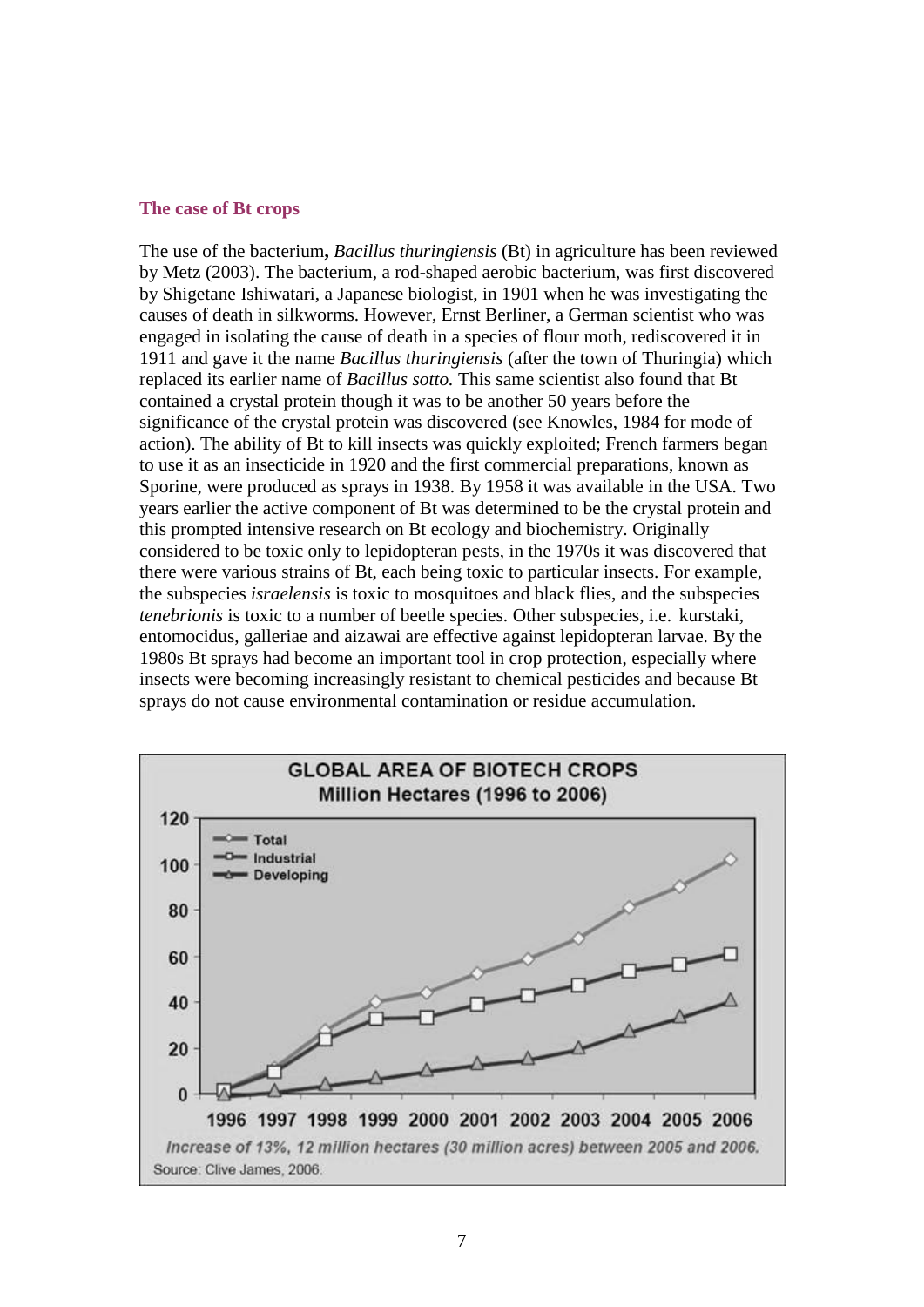### The case of Bt crops

The use of the bacterium**,** *Bacillus thuringiensis* (Bt) in agriculture has been reviewed by Metz (2003). The bacterium, a rod-shaped aerobic bacterium, was first discovered by Shigetane Ishiwatari, a Japanese biologist, in 1901 when he was investigating the causes of death in silkworms. However, Ernst Berliner, a German scientist who was engaged in isolating the cause of death in a species of flour moth, rediscovered it in 1911 and gave it the name *Bacillus thuringiensis* (after the town of Thuringia) which replaced its earlier name of *Bacillus sotto.* This same scientist also found that Bt contained a crystal protein though it was to be another 50 years before the significance of the crystal protein was discovered (see Knowles, 1984 for mode of action). The ability of Bt to kill insects was quickly exploited; French farmers began to use it as an insecticide in 1920 and the first commercial preparations, known as Sporine, were produced as sprays in 1938. By 1958 it was available in the USA. Two years earlier the active component of Bt was determined to be the crystal protein and this prompted intensive research on Bt ecology and biochemistry. Originally considered to be toxic only to lepidopteran pests, in the 1970s it was discovered that there were various strains of Bt, each being toxic to particular insects. For example, the subspecies *israelensis* is toxic to mosquitoes and black flies, and the subspecies *tenebrionis* is toxic to a number of beetle species. Other subspecies, i.e. kurstaki, entomocidus, galleriae and aizawai are effective against lepidopteran larvae. By the 1980s Bt sprays had become an important tool in crop protection, especially where insects were becoming increasingly resistant to chemical pesticides and because Bt sprays do not cause environmental contamination or residue accumulation.

**GLOBAL AREA OF BIOTECH CROPS**
**Million Hectares (1996 to 2006)**

*Increase of 13%, 12 million hectares (30 million acres) between 2005 and 2006.*

Source: Clive James, 2006.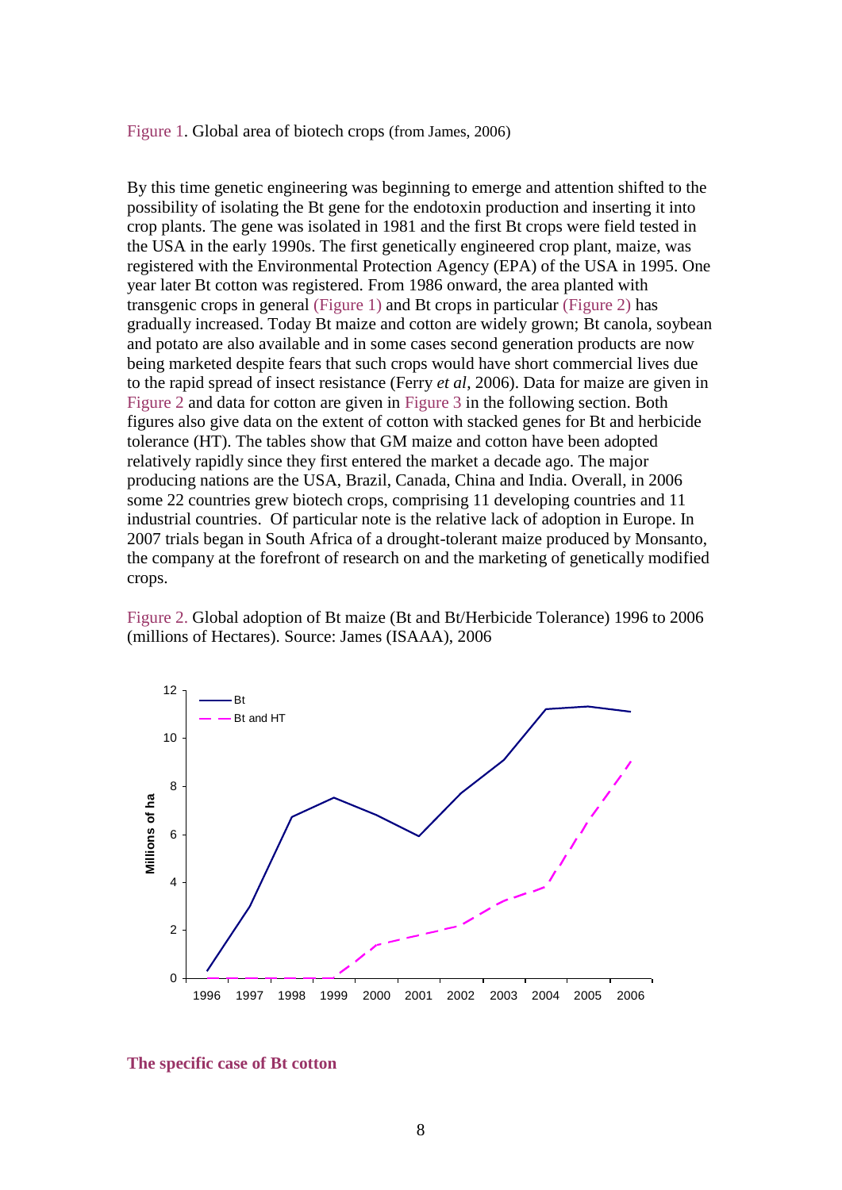Figure 1. Global area of biotech crops (from James, 2006)

By this time genetic engineering was beginning to emerge and attention shifted to the possibility of isolating the Bt gene for the endotoxin production and inserting it into crop plants. The gene was isolated in 1981 and the first Bt crops were field tested in the USA in the early 1990s. The first genetically engineered crop plant, maize, was registered with the Environmental Protection Agency (EPA) of the USA in 1995. One year later Bt cotton was registered. From 1986 onward, the area planted with transgenic crops in general (Figure 1) and Bt crops in particular (Figure 2) has gradually increased. Today Bt maize and cotton are widely grown; Bt canola, soybean and potato are also available and in some cases second generation products are now being marketed despite fears that such crops would have short commercial lives due to the rapid spread of insect resistance (Ferry *et al*, 2006). Data for maize are given in Figure 2 and data for cotton are given in Figure 3 in the following section. Both figures also give data on the extent of cotton with stacked genes for Bt and herbicide tolerance (HT). The tables show that GM maize and cotton have been adopted relatively rapidly since they first entered the market a decade ago. The major producing nations are the USA, Brazil, Canada, China and India. Overall, in 2006 some 22 countries grew biotech crops, comprising 11 developing countries and 11 industrial countries. Of particular note is the relative lack of adoption in Europe. In 2007 trials began in South Africa of a drought-tolerant maize produced by Monsanto, the company at the forefront of research on and the marketing of genetically modified crops.

Figure 2. Global adoption of Bt maize (Bt and Bt/Herbicide Tolerance) 1996 to 2006 (millions of Hectares). Source: James (ISAAA), 2006

## The specific case of Bt cotton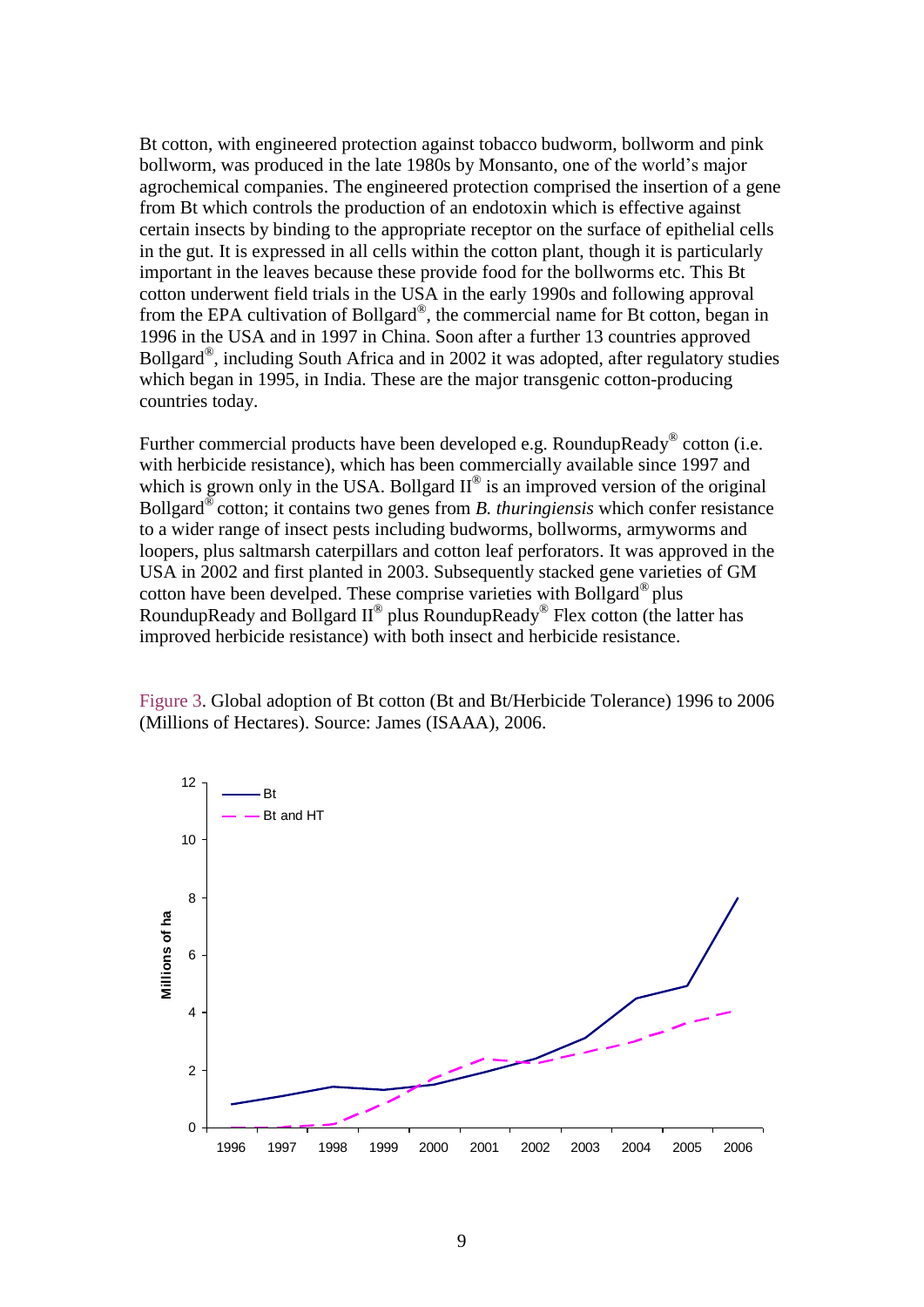Bt cotton, with engineered protection against tobacco budworm, bollworm and pink bollworm, was produced in the late 1980s by Monsanto, one of the world's major agrochemical companies. The engineered protection comprised the insertion of a gene from Bt which controls the production of an endotoxin which is effective against certain insects by binding to the appropriate receptor on the surface of epithelial cells in the gut. It is expressed in all cells within the cotton plant, though it is particularly important in the leaves because these provide food for the bollworms etc. This Bt cotton underwent field trials in the USA in the early 1990s and following approval from the EPA cultivation of Bollgard®, the commercial name for Bt cotton, began in 1996 in the USA and in 1997 in China. Soon after a further 13 countries approved Bollgard®, including South Africa and in 2002 it was adopted, after regulatory studies which began in 1995, in India. These are the major transgenic cotton-producing countries today.

Further commercial products have been developed e.g. RoundupReady® cotton (i.e. with herbicide resistance), which has been commercially available since 1997 and which is grown only in the USA. Bollgard II® is an improved version of the original Bollgard® cotton; it contains two genes from *B. thuringiensis* which confer resistance to a wider range of insect pests including budworms, bollworms, armyworms and loopers, plus saltmarsh caterpillars and cotton leaf perforators. It was approved in the USA in 2002 and first planted in 2003. Subsequently stacked gene varieties of GM cotton have been develped. These comprise varieties with Bollgard® plus RoundupReady and Bollgard II® plus RoundupReady® Flex cotton (the latter has improved herbicide resistance) with both insect and herbicide resistance.

Figure 3. Global adoption of Bt cotton (Bt and Bt/Herbicide Tolerance) 1996 to 2006 (Millions of Hectares). Source: James (ISAAA), 2006.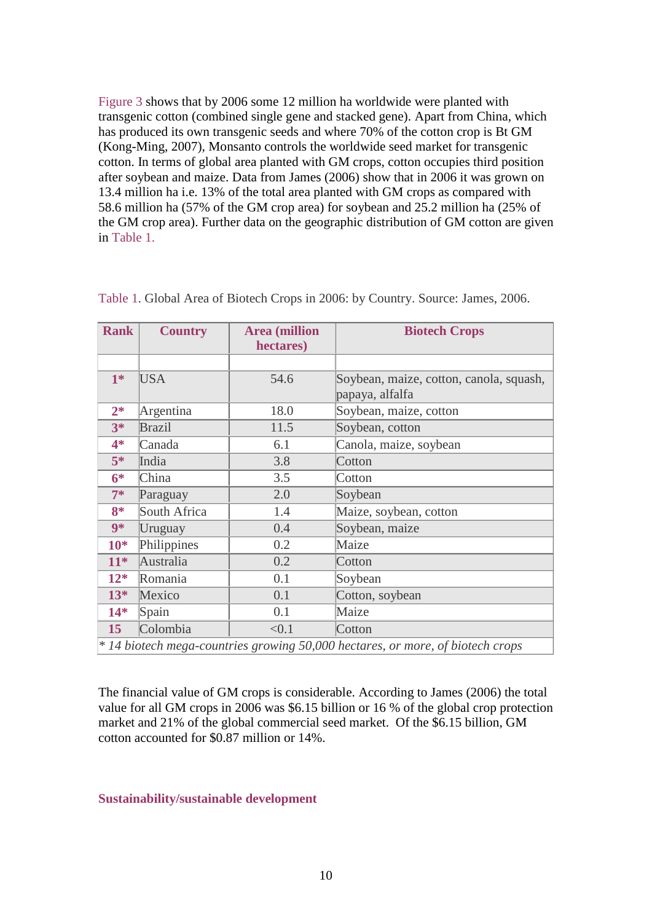Figure 3 shows that by 2006 some 12 million ha worldwide were planted with transgenic cotton (combined single gene and stacked gene). Apart from China, which has produced its own transgenic seeds and where 70% of the cotton crop is Bt GM (Kong-Ming, 2007), Monsanto controls the worldwide seed market for transgenic cotton. In terms of global area planted with GM crops, cotton occupies third position after soybean and maize. Data from James (2006) show that in 2006 it was grown on 13.4 million ha i.e. 13% of the total area planted with GM crops as compared with 58.6 million ha (57% of the GM crop area) for soybean and 25.2 million ha (25% of the GM crop area). Further data on the geographic distribution of GM cotton are given in Table 1.

Table 1. Global Area of Biotech Crops in 2006: by Country. Source: James, 2006.

| Rank | Country | Area (million hectares) | Biotech Crops |
|---|---|---|---|
| | | | |
| 1* | USA | 54.6 | Soybean, maize, cotton, canola, squash, papaya, alfalfa |
| 2* | Argentina | 18.0 | Soybean, maize, cotton |
| 3* | Brazil | 11.5 | Soybean, cotton |
| 4* | Canada | 6.1 | Canola, maize, soybean |
| 5* | India | 3.8 | Cotton |
| 6* | China | 3.5 | Cotton |
| 7* | Paraguay | 2.0 | Soybean |
| 8* | South Africa | 1.4 | Maize, soybean, cotton |
| 9* | Uruguay | 0.4 | Soybean, maize |
| 10* | Philippines | 0.2 | Maize |
| 11* | Australia | 0.2 | Cotton |
| 12* | Romania | 0.1 | Soybean |
| 13* | Mexico | 0.1 | Cotton, soybean |
| 14* | Spain | 0.1 | Maize |
| 15 | Colombia | <0.1 | Cotton |

*\* 14 biotech mega-countries growing 50,000 hectares, or more, of biotech crops*

The financial value of GM crops is considerable. According to James (2006) the total value for all GM crops in 2006 was $6.15 billion or 16 % of the global crop protection market and 21% of the global commercial seed market. Of the $6.15 billion, GM cotton accounted for $0.87 million or 14%.

## Sustainability/sustainable development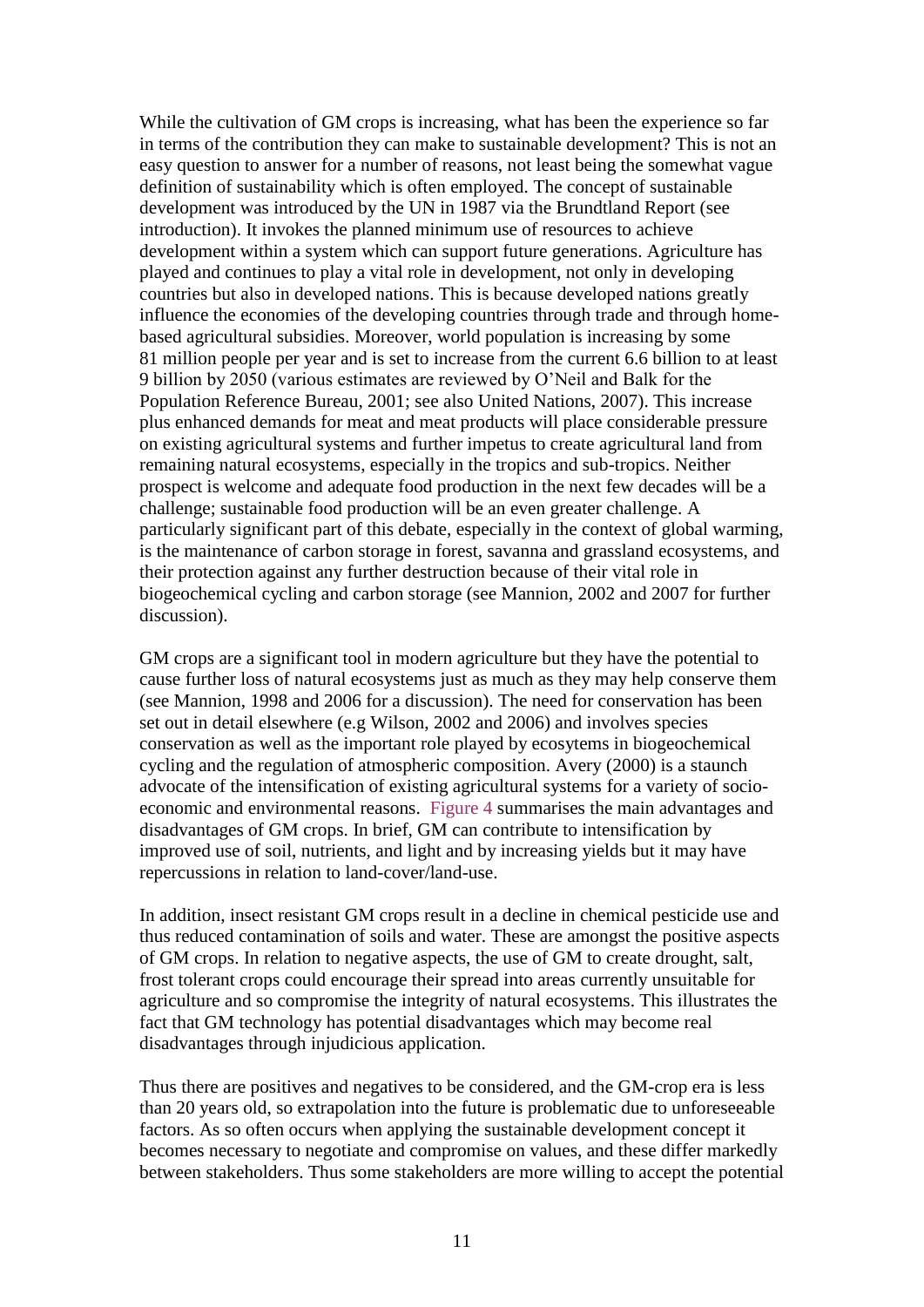While the cultivation of GM crops is increasing, what has been the experience so far in terms of the contribution they can make to sustainable development? This is not an easy question to answer for a number of reasons, not least being the somewhat vague definition of sustainability which is often employed. The concept of sustainable development was introduced by the UN in 1987 via the Brundtland Report (see introduction). It invokes the planned minimum use of resources to achieve development within a system which can support future generations. Agriculture has played and continues to play a vital role in development, not only in developing countries but also in developed nations. This is because developed nations greatly influence the economies of the developing countries through trade and through home-based agricultural subsidies. Moreover, world population is increasing by some 81 million people per year and is set to increase from the current 6.6 billion to at least 9 billion by 2050 (various estimates are reviewed by O'Neil and Balk for the Population Reference Bureau, 2001; see also United Nations, 2007). This increase plus enhanced demands for meat and meat products will place considerable pressure on existing agricultural systems and further impetus to create agricultural land from remaining natural ecosystems, especially in the tropics and sub-tropics. Neither prospect is welcome and adequate food production in the next few decades will be a challenge; sustainable food production will be an even greater challenge. A particularly significant part of this debate, especially in the context of global warming, is the maintenance of carbon storage in forest, savanna and grassland ecosystems, and their protection against any further destruction because of their vital role in biogeochemical cycling and carbon storage (see Mannion, 2002 and 2007 for further discussion).

GM crops are a significant tool in modern agriculture but they have the potential to cause further loss of natural ecosystems just as much as they may help conserve them (see Mannion, 1998 and 2006 for a discussion). The need for conservation has been set out in detail elsewhere (e.g Wilson, 2002 and 2006) and involves species conservation as well as the important role played by ecosytems in biogeochemical cycling and the regulation of atmospheric composition. Avery (2000) is a staunch advocate of the intensification of existing agricultural systems for a variety of socio-economic and environmental reasons. Figure 4 summarises the main advantages and disadvantages of GM crops. In brief, GM can contribute to intensification by improved use of soil, nutrients, and light and by increasing yields but it may have repercussions in relation to land-cover/land-use.

In addition, insect resistant GM crops result in a decline in chemical pesticide use and thus reduced contamination of soils and water. These are amongst the positive aspects of GM crops. In relation to negative aspects, the use of GM to create drought, salt, frost tolerant crops could encourage their spread into areas currently unsuitable for agriculture and so compromise the integrity of natural ecosystems. This illustrates the fact that GM technology has potential disadvantages which may become real disadvantages through injudicious application.

Thus there are positives and negatives to be considered, and the GM-crop era is less than 20 years old, so extrapolation into the future is problematic due to unforeseeable factors. As so often occurs when applying the sustainable development concept it becomes necessary to negotiate and compromise on values, and these differ markedly between stakeholders. Thus some stakeholders are more willing to accept the potential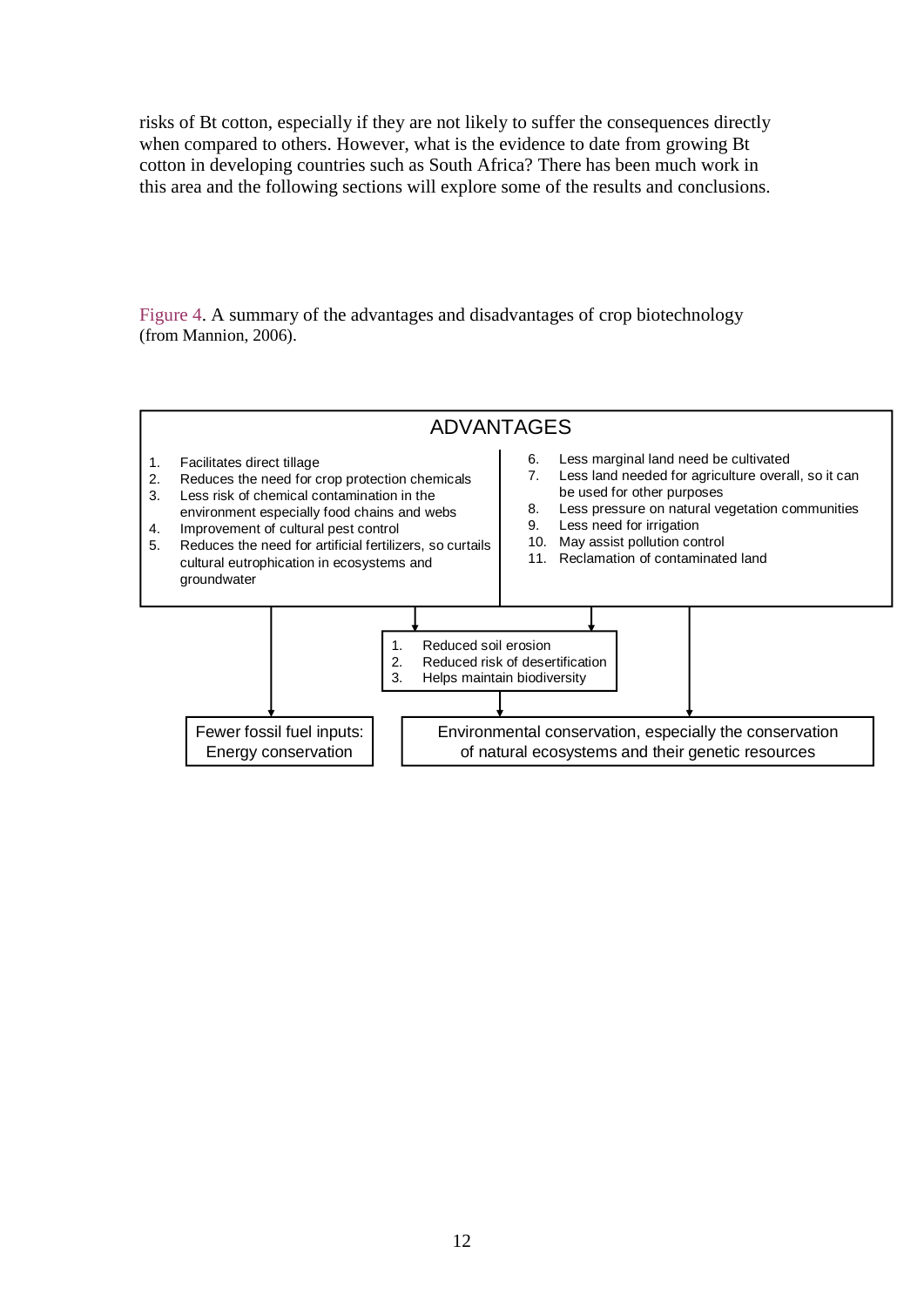risks of Bt cotton, especially if they are not likely to suffer the consequences directly when compared to others. However, what is the evidence to date from growing Bt cotton in developing countries such as South Africa? There has been much work in this area and the following sections will explore some of the results and conclusions.

Figure 4. A summary of the advantages and disadvantages of crop biotechnology (from Mannion, 2006).

ADVANTAGES

1. Facilitates direct tillage
2. Reduces the need for crop protection chemicals
3. Less risk of chemical contamination in the environment especially food chains and webs
4. Improvement of cultural pest control
5. Reduces the need for artificial fertilizers, so curtails cultural eutrophication in ecosystems and groundwater

6. Less marginal land need be cultivated
7. Less land needed for agriculture overall, so it can be used for other purposes
8. Less pressure on natural vegetation communities
9. Less need for irrigation
10. May assist pollution control
11. Reclamation of contaminated land

1. Reduced soil erosion
2. Reduced risk of desertification
3. Helps maintain biodiversity

Fewer fossil fuel inputs: Energy conservation

Environmental conservation, especially the conservation of natural ecosystems and their genetic resources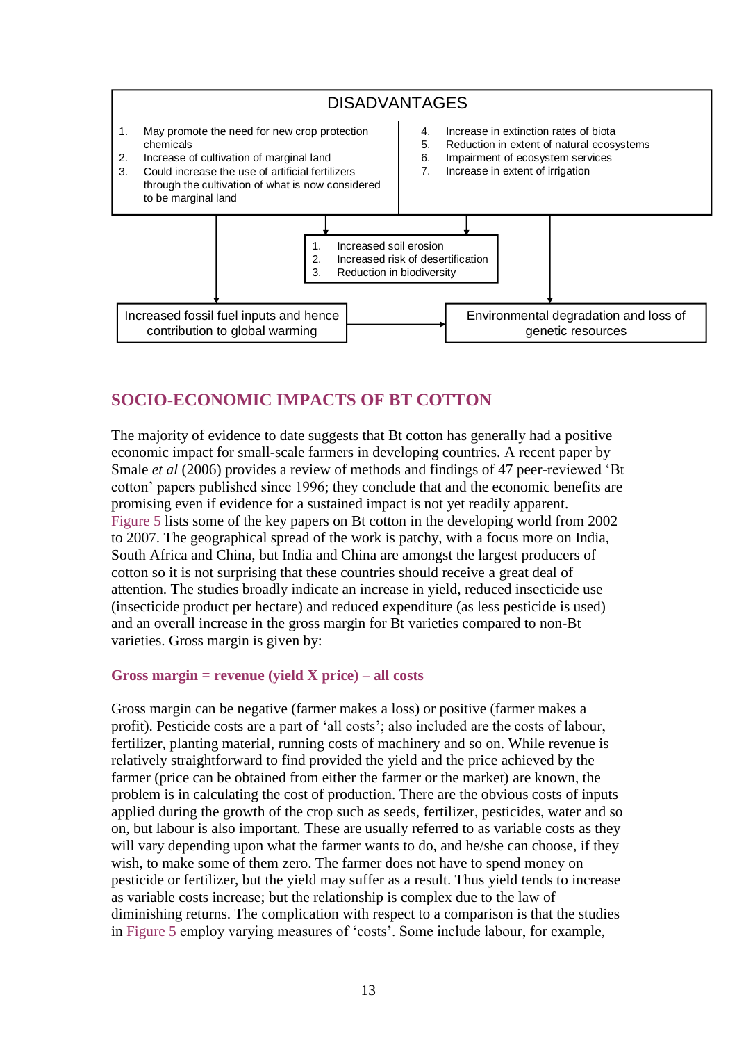DISADVANTAGES

1. May promote the need for new crop protection chemicals
2. Increase of cultivation of marginal land
3. Could increase the use of artificial fertilizers through the cultivation of what is now considered to be marginal land

4. Increase in extinction rates of biota
5. Reduction in extent of natural ecosystems
6. Impairment of ecosystem services
7. Increase in extent of irrigation

1. Increased soil erosion
2. Increased risk of desertification
3. Reduction in biodiversity

Increased fossil fuel inputs and hence contribution to global warming

Environmental degradation and loss of genetic resources

## SOCIO-ECONOMIC IMPACTS OF BT COTTON

The majority of evidence to date suggests that Bt cotton has generally had a positive economic impact for small-scale farmers in developing countries. A recent paper by Smale *et al* (2006) provides a review of methods and findings of 47 peer-reviewed 'Bt cotton' papers published since 1996; they conclude that and the economic benefits are promising even if evidence for a sustained impact is not yet readily apparent. Figure 5 lists some of the key papers on Bt cotton in the developing world from 2002 to 2007. The geographical spread of the work is patchy, with a focus more on India, South Africa and China, but India and China are amongst the largest producers of cotton so it is not surprising that these countries should receive a great deal of attention. The studies broadly indicate an increase in yield, reduced insecticide use (insecticide product per hectare) and reduced expenditure (as less pesticide is used) and an overall increase in the gross margin for Bt varieties compared to non-Bt varieties. Gross margin is given by:

**Gross margin = revenue (yield X price) – all costs**

Gross margin can be negative (farmer makes a loss) or positive (farmer makes a profit). Pesticide costs are a part of 'all costs'; also included are the costs of labour, fertilizer, planting material, running costs of machinery and so on. While revenue is relatively straightforward to find provided the yield and the price achieved by the farmer (price can be obtained from either the farmer or the market) are known, the problem is in calculating the cost of production. There are the obvious costs of inputs applied during the growth of the crop such as seeds, fertilizer, pesticides, water and so on, but labour is also important. These are usually referred to as variable costs as they will vary depending upon what the farmer wants to do, and he/she can choose, if they wish, to make some of them zero. The farmer does not have to spend money on pesticide or fertilizer, but the yield may suffer as a result. Thus yield tends to increase as variable costs increase; but the relationship is complex due to the law of diminishing returns. The complication with respect to a comparison is that the studies in Figure 5 employ varying measures of 'costs'. Some include labour, for example,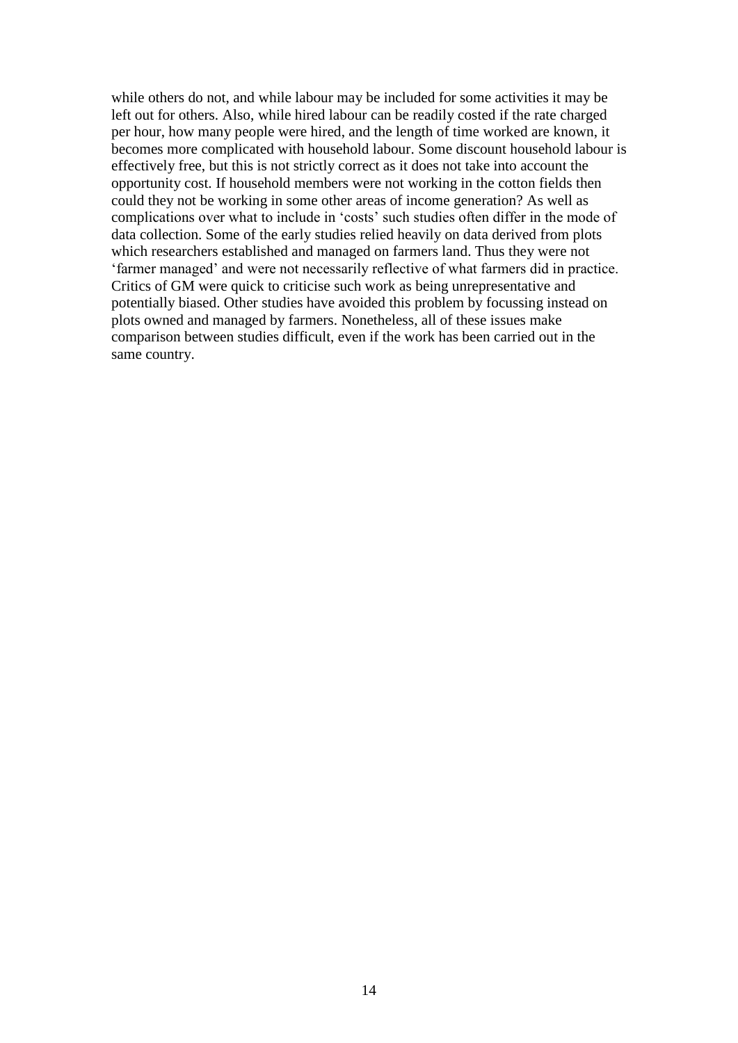while others do not, and while labour may be included for some activities it may be left out for others. Also, while hired labour can be readily costed if the rate charged per hour, how many people were hired, and the length of time worked are known, it becomes more complicated with household labour. Some discount household labour is effectively free, but this is not strictly correct as it does not take into account the opportunity cost. If household members were not working in the cotton fields then could they not be working in some other areas of income generation? As well as complications over what to include in 'costs' such studies often differ in the mode of data collection. Some of the early studies relied heavily on data derived from plots which researchers established and managed on farmers land. Thus they were not 'farmer managed' and were not necessarily reflective of what farmers did in practice. Critics of GM were quick to criticise such work as being unrepresentative and potentially biased. Other studies have avoided this problem by focussing instead on plots owned and managed by farmers. Nonetheless, all of these issues make comparison between studies difficult, even if the work has been carried out in the same country.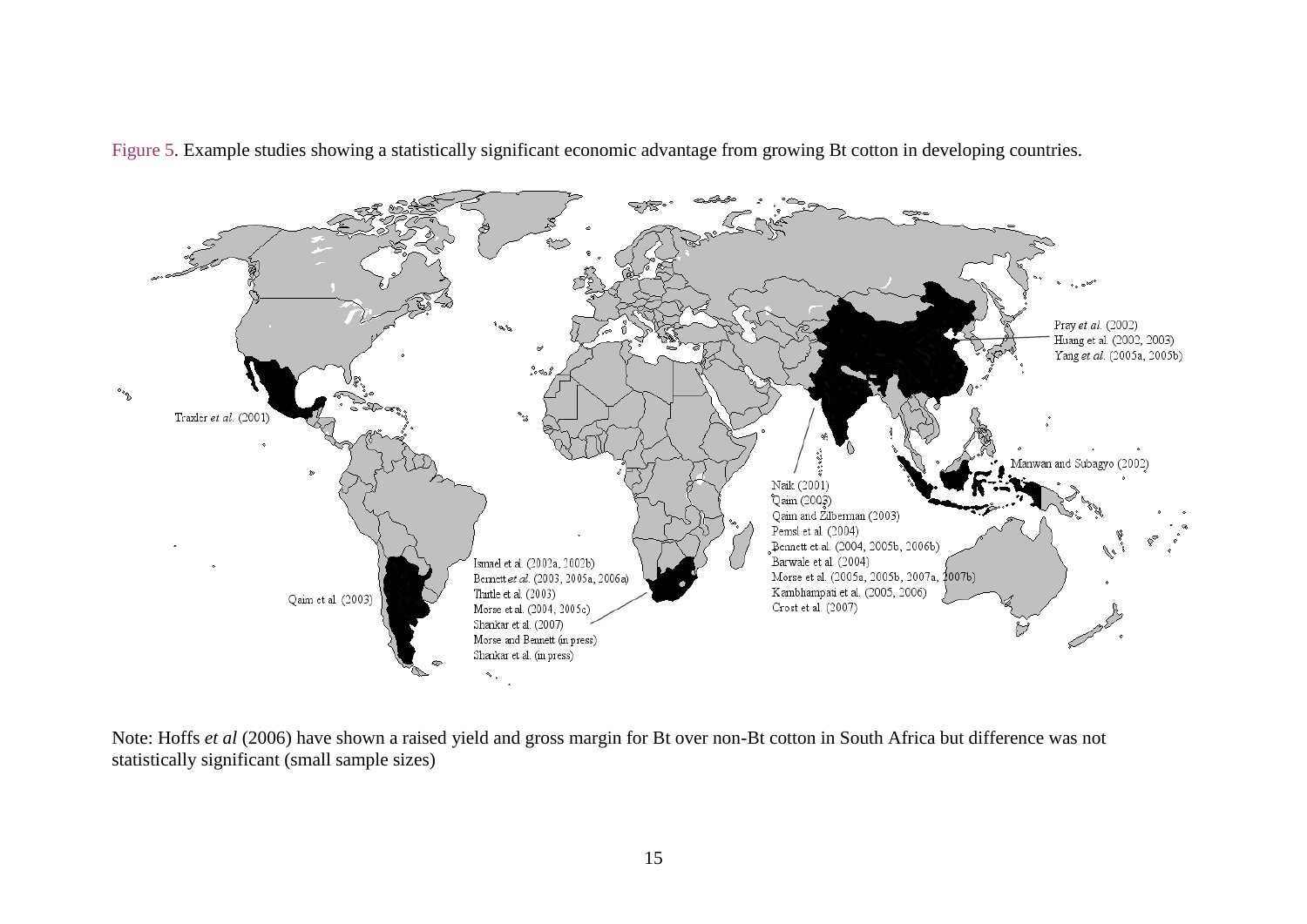Figure 5. Example studies showing a statistically significant economic advantage from growing Bt cotton in developing countries.

Traxler *et al.* (2001)

Qaim et al. (2003)

Ismael et al. (2002a, 2002b)
Bennett *et al.* (2003, 2005a, 2006a)
Thirtle et al. (2003)
Morse et al. (2004, 2005c)
Shankar et al. (2007)
Morse and Bennett (in press)
Shankar et al. (in press)

Naik (2001)
Qaim (2003)
Qaim and Zilberman (2003)
Pemsl et al. (2004)
Bennett et al. (2004, 2005b, 2006b)
Barwale et al. (2004)
Morse et al. (2005a, 2005b, 2007a, 2007b)
Kambhampati et al. (2005, 2006)
Crost et al. (2007)

Pray *et al.* (2002)
Huang et al. (2002, 2003)
Yang *et al.* (2005a, 2005b)

Manwan and Subagyo (2002)

Note: Hoffs *et al* (2006) have shown a raised yield and gross margin for Bt over non-Bt cotton in South Africa but difference was not statistically significant (small sample sizes)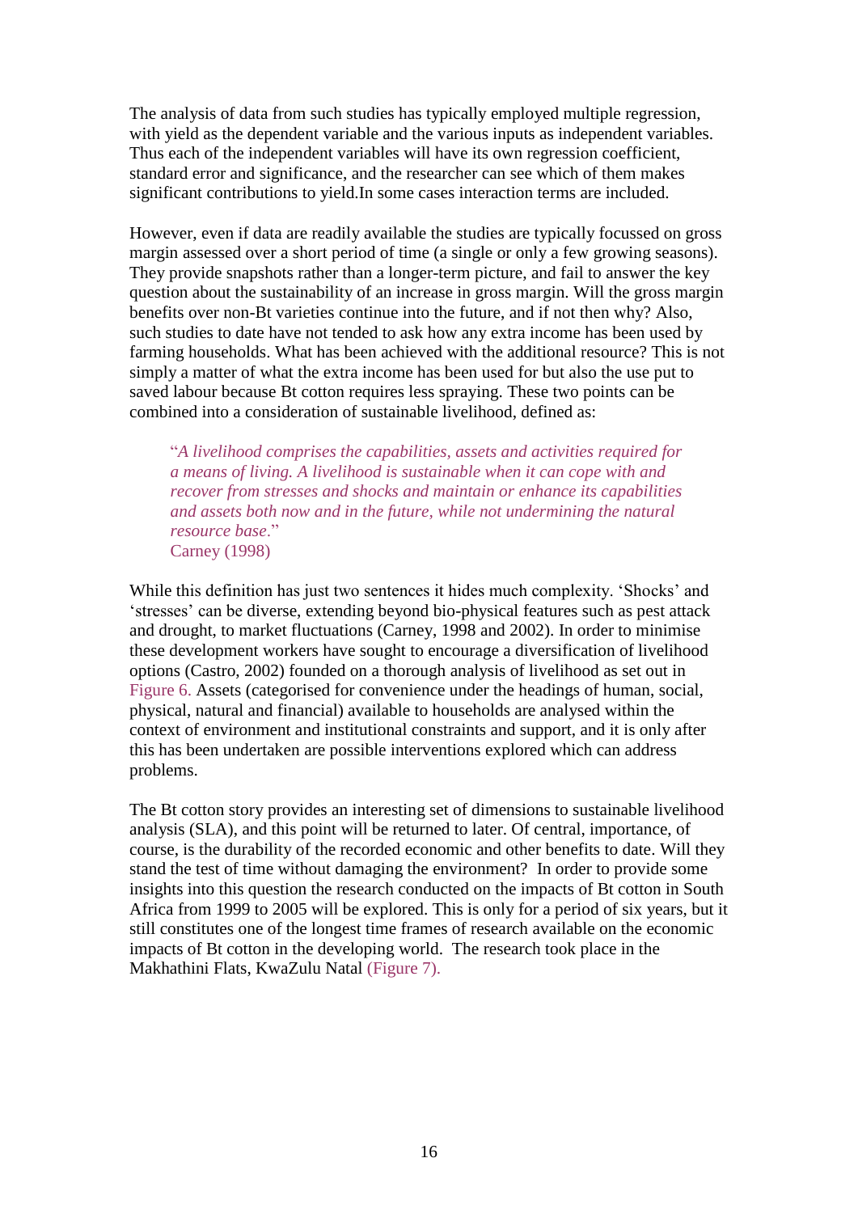The analysis of data from such studies has typically employed multiple regression, with yield as the dependent variable and the various inputs as independent variables. Thus each of the independent variables will have its own regression coefficient, standard error and significance, and the researcher can see which of them makes significant contributions to yield.In some cases interaction terms are included.

However, even if data are readily available the studies are typically focussed on gross margin assessed over a short period of time (a single or only a few growing seasons). They provide snapshots rather than a longer-term picture, and fail to answer the key question about the sustainability of an increase in gross margin. Will the gross margin benefits over non-Bt varieties continue into the future, and if not then why? Also, such studies to date have not tended to ask how any extra income has been used by farming households. What has been achieved with the additional resource? This is not simply a matter of what the extra income has been used for but also the use put to saved labour because Bt cotton requires less spraying. These two points can be combined into a consideration of sustainable livelihood, defined as:

> "*A livelihood comprises the capabilities, assets and activities required for a means of living. A livelihood is sustainable when it can cope with and recover from stresses and shocks and maintain or enhance its capabilities and assets both now and in the future, while not undermining the natural resource base*."
> Carney (1998)

While this definition has just two sentences it hides much complexity. 'Shocks' and 'stresses' can be diverse, extending beyond bio-physical features such as pest attack and drought, to market fluctuations (Carney, 1998 and 2002). In order to minimise these development workers have sought to encourage a diversification of livelihood options (Castro, 2002) founded on a thorough analysis of livelihood as set out in Figure 6. Assets (categorised for convenience under the headings of human, social, physical, natural and financial) available to households are analysed within the context of environment and institutional constraints and support, and it is only after this has been undertaken are possible interventions explored which can address problems.

The Bt cotton story provides an interesting set of dimensions to sustainable livelihood analysis (SLA), and this point will be returned to later. Of central, importance, of course, is the durability of the recorded economic and other benefits to date. Will they stand the test of time without damaging the environment? In order to provide some insights into this question the research conducted on the impacts of Bt cotton in South Africa from 1999 to 2005 will be explored. This is only for a period of six years, but it still constitutes one of the longest time frames of research available on the economic impacts of Bt cotton in the developing world. The research took place in the Makhathini Flats, KwaZulu Natal (Figure 7).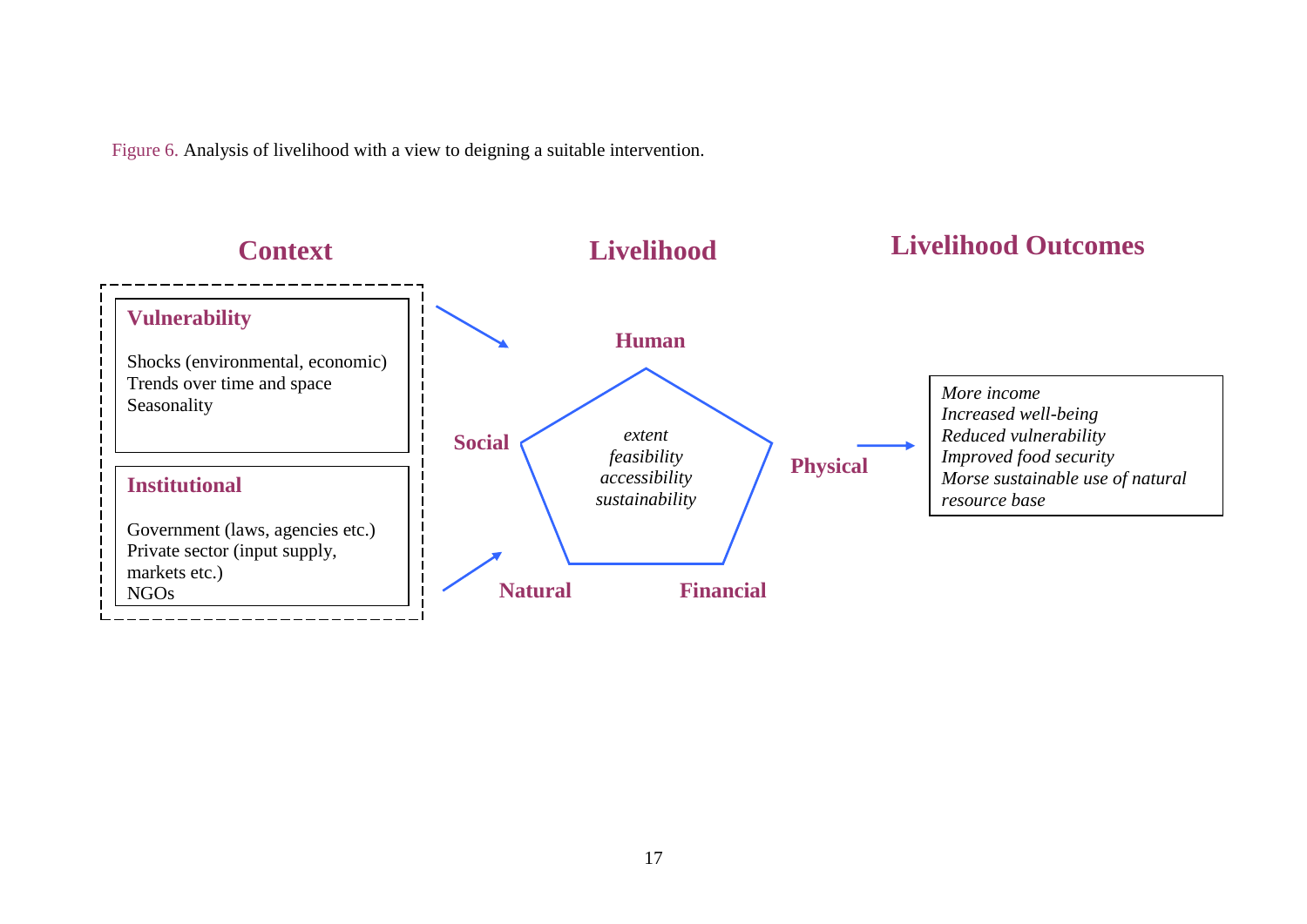Figure 6. Analysis of livelihood with a view to deigning a suitable intervention.

**Context**

**Vulnerability**

Shocks (environmental, economic)
Trends over time and space
Seasonality

**Institutional**

Government (laws, agencies etc.)
Private sector (input supply, markets etc.)
NGOs

**Livelihood**

**Human**

**Social**

**Physical**

**Natural**

**Financial**

*extent*
*feasibility*
*accessibility*
*sustainability*

**Livelihood Outcomes**

*More income*
*Increased well-being*
*Reduced vulnerability*
*Improved food security*
*Morse sustainable use of natural resource base*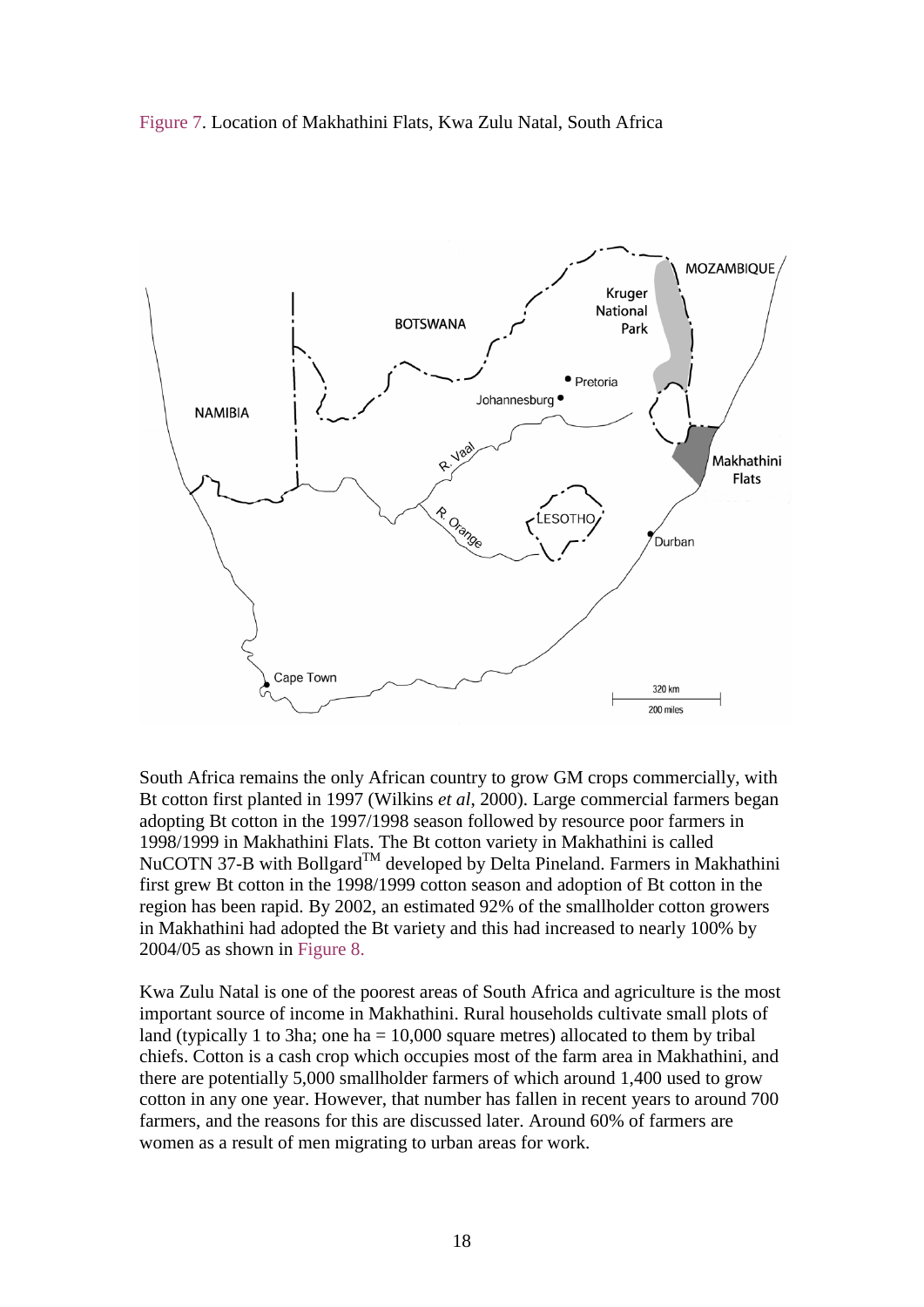Figure 7. Location of Makhathini Flats, Kwa Zulu Natal, South Africa

South Africa remains the only African country to grow GM crops commercially, with Bt cotton first planted in 1997 (Wilkins *et al*, 2000). Large commercial farmers began adopting Bt cotton in the 1997/1998 season followed by resource poor farmers in 1998/1999 in Makhathini Flats. The Bt cotton variety in Makhathini is called NuCOTN 37-B with Bollgard™ developed by Delta Pineland. Farmers in Makhathini first grew Bt cotton in the 1998/1999 cotton season and adoption of Bt cotton in the region has been rapid. By 2002, an estimated 92% of the smallholder cotton growers in Makhathini had adopted the Bt variety and this had increased to nearly 100% by 2004/05 as shown in Figure 8.

Kwa Zulu Natal is one of the poorest areas of South Africa and agriculture is the most important source of income in Makhathini. Rural households cultivate small plots of land (typically 1 to 3ha; one ha = 10,000 square metres) allocated to them by tribal chiefs. Cotton is a cash crop which occupies most of the farm area in Makhathini, and there are potentially 5,000 smallholder farmers of which around 1,400 used to grow cotton in any one year. However, that number has fallen in recent years to around 700 farmers, and the reasons for this are discussed later. Around 60% of farmers are women as a result of men migrating to urban areas for work.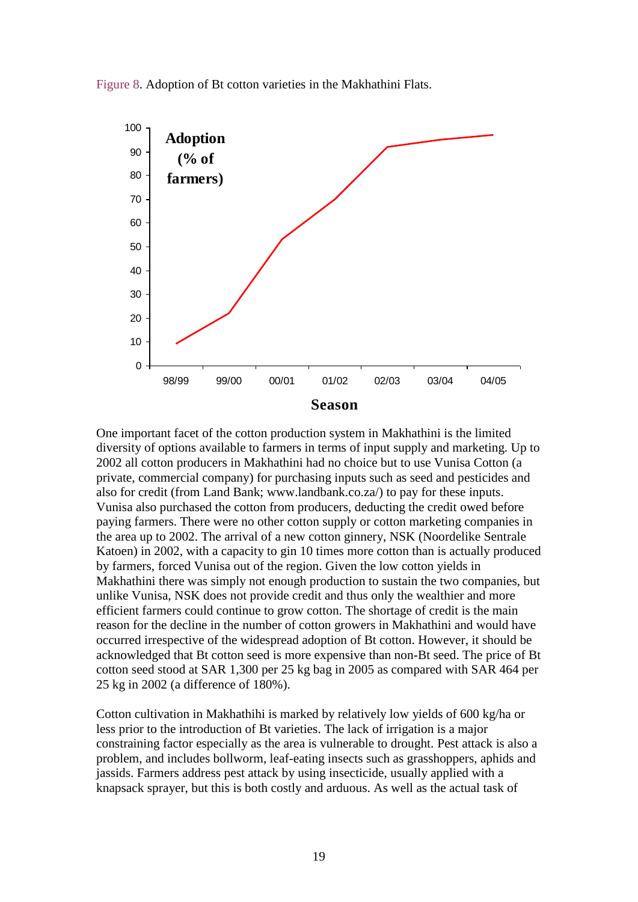Figure 8. Adoption of Bt cotton varieties in the Makhathini Flats.

One important facet of the cotton production system in Makhathini is the limited diversity of options available to farmers in terms of input supply and marketing. Up to 2002 all cotton producers in Makhathini had no choice but to use Vunisa Cotton (a private, commercial company) for purchasing inputs such as seed and pesticides and also for credit (from Land Bank; www.landbank.co.za/) to pay for these inputs. Vunisa also purchased the cotton from producers, deducting the credit owed before paying farmers. There were no other cotton supply or cotton marketing companies in the area up to 2002. The arrival of a new cotton ginnery, NSK (Noordelike Sentrale Katoen) in 2002, with a capacity to gin 10 times more cotton than is actually produced by farmers, forced Vunisa out of the region. Given the low cotton yields in Makhathini there was simply not enough production to sustain the two companies, but unlike Vunisa, NSK does not provide credit and thus only the wealthier and more efficient farmers could continue to grow cotton. The shortage of credit is the main reason for the decline in the number of cotton growers in Makhathini and would have occurred irrespective of the widespread adoption of Bt cotton. However, it should be acknowledged that Bt cotton seed is more expensive than non-Bt seed. The price of Bt cotton seed stood at SAR 1,300 per 25 kg bag in 2005 as compared with SAR 464 per 25 kg in 2002 (a difference of 180%).

Cotton cultivation in Makhathihi is marked by relatively low yields of 600 kg/ha or less prior to the introduction of Bt varieties. The lack of irrigation is a major constraining factor especially as the area is vulnerable to drought. Pest attack is also a problem, and includes bollworm, leaf-eating insects such as grasshoppers, aphids and jassids. Farmers address pest attack by using insecticide, usually applied with a knapsack sprayer, but this is both costly and arduous. As well as the actual task of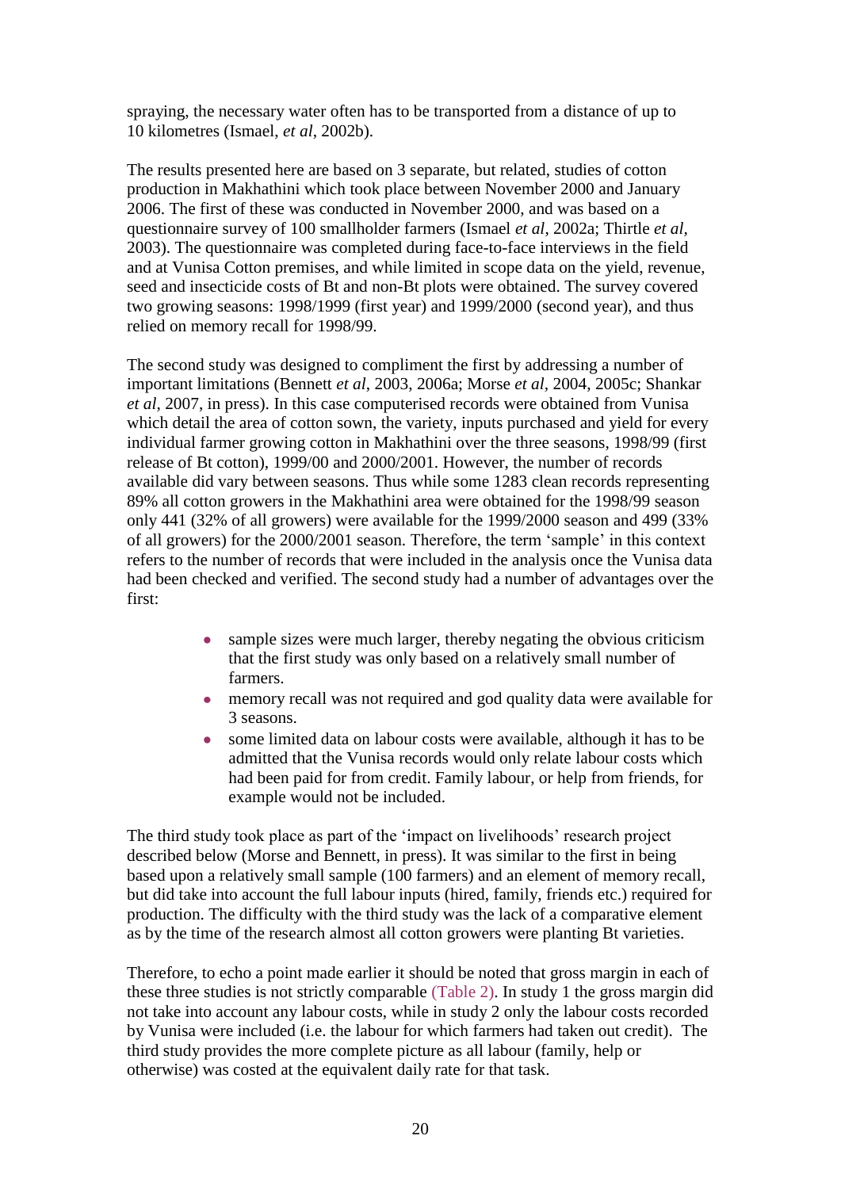spraying, the necessary water often has to be transported from a distance of up to 10 kilometres (Ismael, *et al*, 2002b).

The results presented here are based on 3 separate, but related, studies of cotton production in Makhathini which took place between November 2000 and January 2006. The first of these was conducted in November 2000, and was based on a questionnaire survey of 100 smallholder farmers (Ismael *et al*, 2002a; Thirtle *et al*, 2003). The questionnaire was completed during face-to-face interviews in the field and at Vunisa Cotton premises, and while limited in scope data on the yield, revenue, seed and insecticide costs of Bt and non-Bt plots were obtained. The survey covered two growing seasons: 1998/1999 (first year) and 1999/2000 (second year), and thus relied on memory recall for 1998/99.

The second study was designed to compliment the first by addressing a number of important limitations (Bennett *et al*, 2003, 2006a; Morse *et al*, 2004, 2005c; Shankar *et al*, 2007, in press). In this case computerised records were obtained from Vunisa which detail the area of cotton sown, the variety, inputs purchased and yield for every individual farmer growing cotton in Makhathini over the three seasons, 1998/99 (first release of Bt cotton), 1999/00 and 2000/2001. However, the number of records available did vary between seasons. Thus while some 1283 clean records representing 89% all cotton growers in the Makhathini area were obtained for the 1998/99 season only 441 (32% of all growers) were available for the 1999/2000 season and 499 (33% of all growers) for the 2000/2001 season. Therefore, the term 'sample' in this context refers to the number of records that were included in the analysis once the Vunisa data had been checked and verified. The second study had a number of advantages over the first:

- sample sizes were much larger, thereby negating the obvious criticism that the first study was only based on a relatively small number of farmers.
- memory recall was not required and god quality data were available for 3 seasons.
- some limited data on labour costs were available, although it has to be admitted that the Vunisa records would only relate labour costs which had been paid for from credit. Family labour, or help from friends, for example would not be included.

The third study took place as part of the 'impact on livelihoods' research project described below (Morse and Bennett, in press). It was similar to the first in being based upon a relatively small sample (100 farmers) and an element of memory recall, but did take into account the full labour inputs (hired, family, friends etc.) required for production. The difficulty with the third study was the lack of a comparative element as by the time of the research almost all cotton growers were planting Bt varieties.

Therefore, to echo a point made earlier it should be noted that gross margin in each of these three studies is not strictly comparable (Table 2). In study 1 the gross margin did not take into account any labour costs, while in study 2 only the labour costs recorded by Vunisa were included (i.e. the labour for which farmers had taken out credit). The third study provides the more complete picture as all labour (family, help or otherwise) was costed at the equivalent daily rate for that task.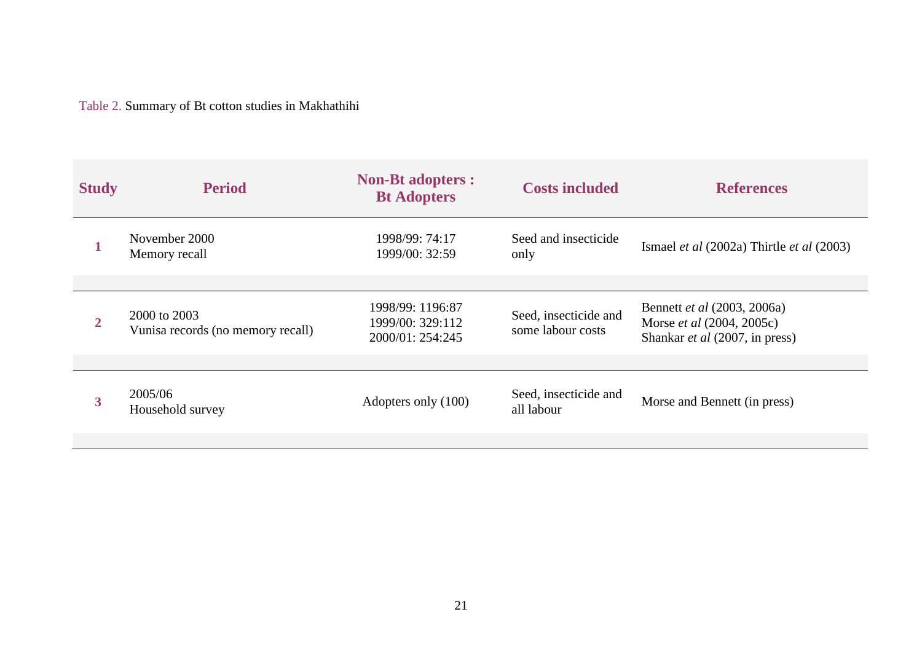Table 2. Summary of Bt cotton studies in Makhathihi

| Study | Period | Non-Bt adopters : Bt Adopters | Costs included | References |
|---|---|---|---|---|
| **1** | November 2000<br>Memory recall | 1998/99: 74:17<br>1999/00: 32:59 | Seed and insecticide only | Ismael *et al* (2002a) Thirtle *et al* (2003) |
| **2** | 2000 to 2003<br>Vunisa records (no memory recall) | 1998/99: 1196:87<br>1999/00: 329:112<br>2000/01: 254:245 | Seed, insecticide and some labour costs | Bennett *et al* (2003, 2006a)<br>Morse *et al* (2004, 2005c)<br>Shankar *et al* (2007, in press) |
| **3** | 2005/06<br>Household survey | Adopters only (100) | Seed, insecticide and all labour | Morse and Bennett (in press) |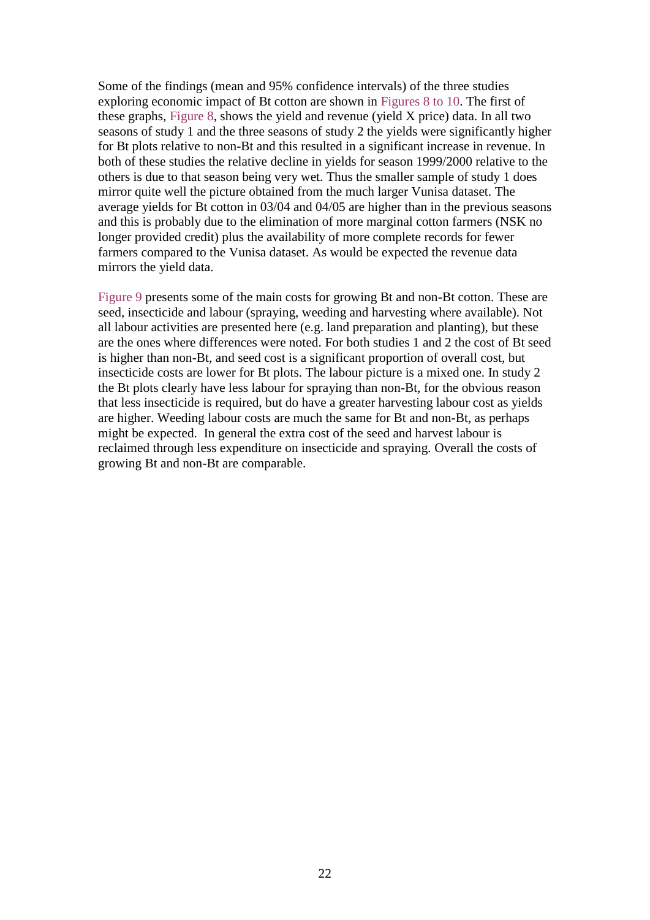Some of the findings (mean and 95% confidence intervals) of the three studies exploring economic impact of Bt cotton are shown in Figures 8 to 10. The first of these graphs, Figure 8, shows the yield and revenue (yield X price) data. In all two seasons of study 1 and the three seasons of study 2 the yields were significantly higher for Bt plots relative to non-Bt and this resulted in a significant increase in revenue. In both of these studies the relative decline in yields for season 1999/2000 relative to the others is due to that season being very wet. Thus the smaller sample of study 1 does mirror quite well the picture obtained from the much larger Vunisa dataset. The average yields for Bt cotton in 03/04 and 04/05 are higher than in the previous seasons and this is probably due to the elimination of more marginal cotton farmers (NSK no longer provided credit) plus the availability of more complete records for fewer farmers compared to the Vunisa dataset. As would be expected the revenue data mirrors the yield data.

Figure 9 presents some of the main costs for growing Bt and non-Bt cotton. These are seed, insecticide and labour (spraying, weeding and harvesting where available). Not all labour activities are presented here (e.g. land preparation and planting), but these are the ones where differences were noted. For both studies 1 and 2 the cost of Bt seed is higher than non-Bt, and seed cost is a significant proportion of overall cost, but insecticide costs are lower for Bt plots. The labour picture is a mixed one. In study 2 the Bt plots clearly have less labour for spraying than non-Bt, for the obvious reason that less insecticide is required, but do have a greater harvesting labour cost as yields are higher. Weeding labour costs are much the same for Bt and non-Bt, as perhaps might be expected. In general the extra cost of the seed and harvest labour is reclaimed through less expenditure on insecticide and spraying. Overall the costs of growing Bt and non-Bt are comparable.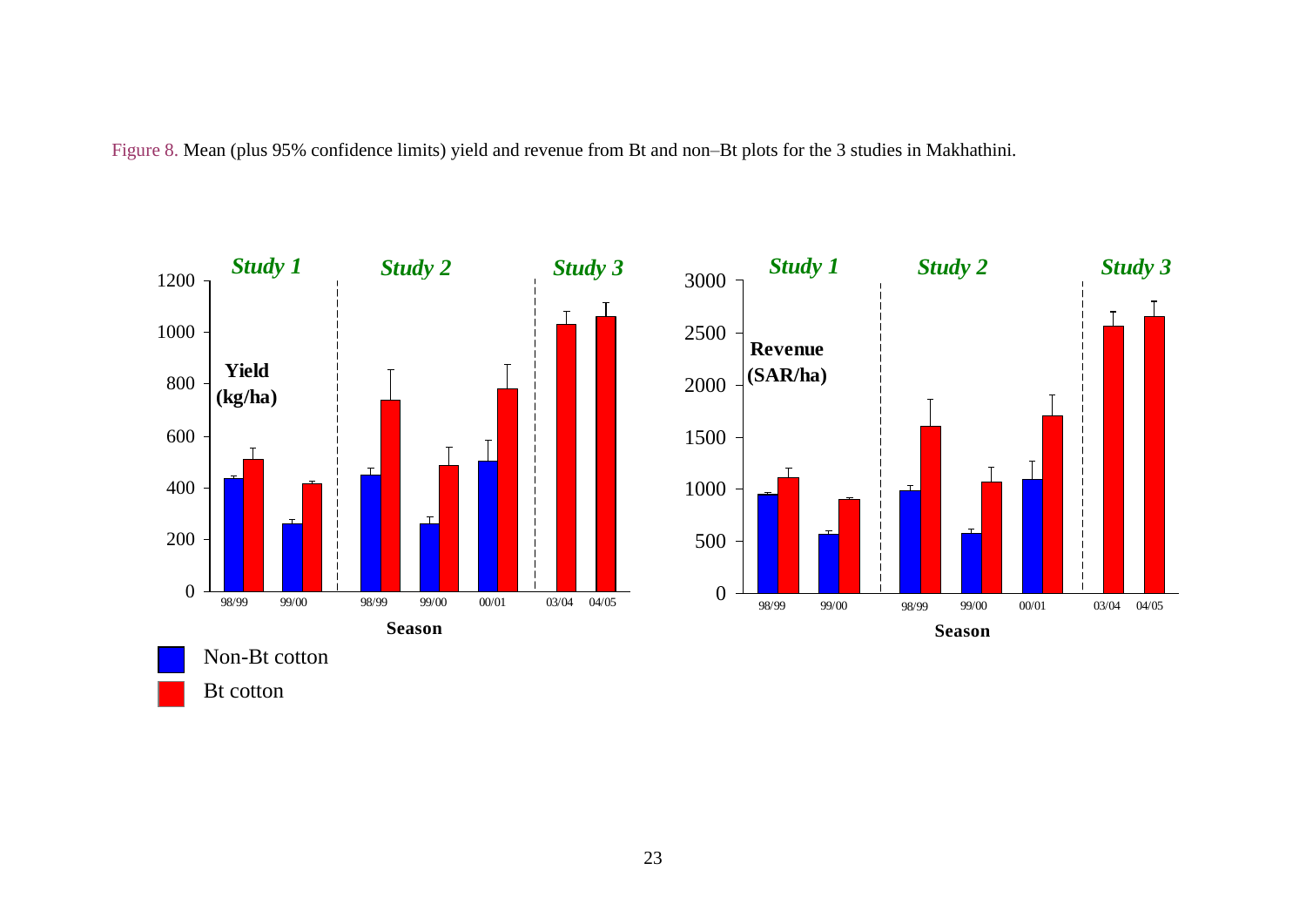Figure 8. Mean (plus 95% confidence limits) yield and revenue from Bt and non–Bt plots for the 3 studies in Makhathini.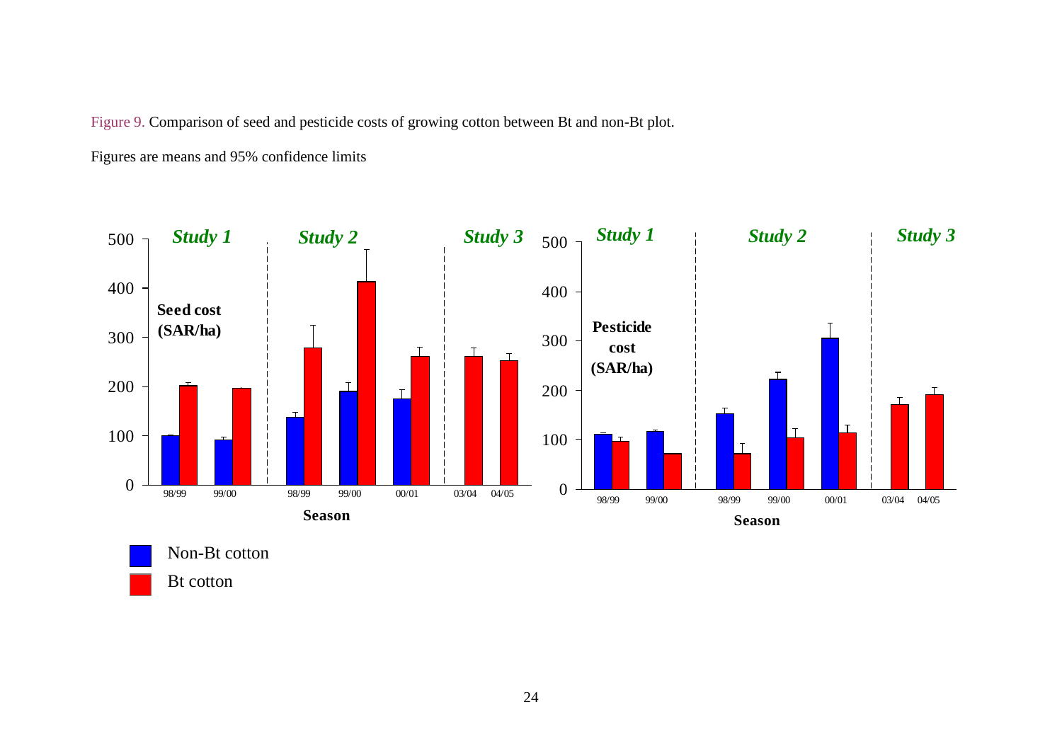Figure 9. Comparison of seed and pesticide costs of growing cotton between Bt and non-Bt plot.

Figures are means and 95% confidence limits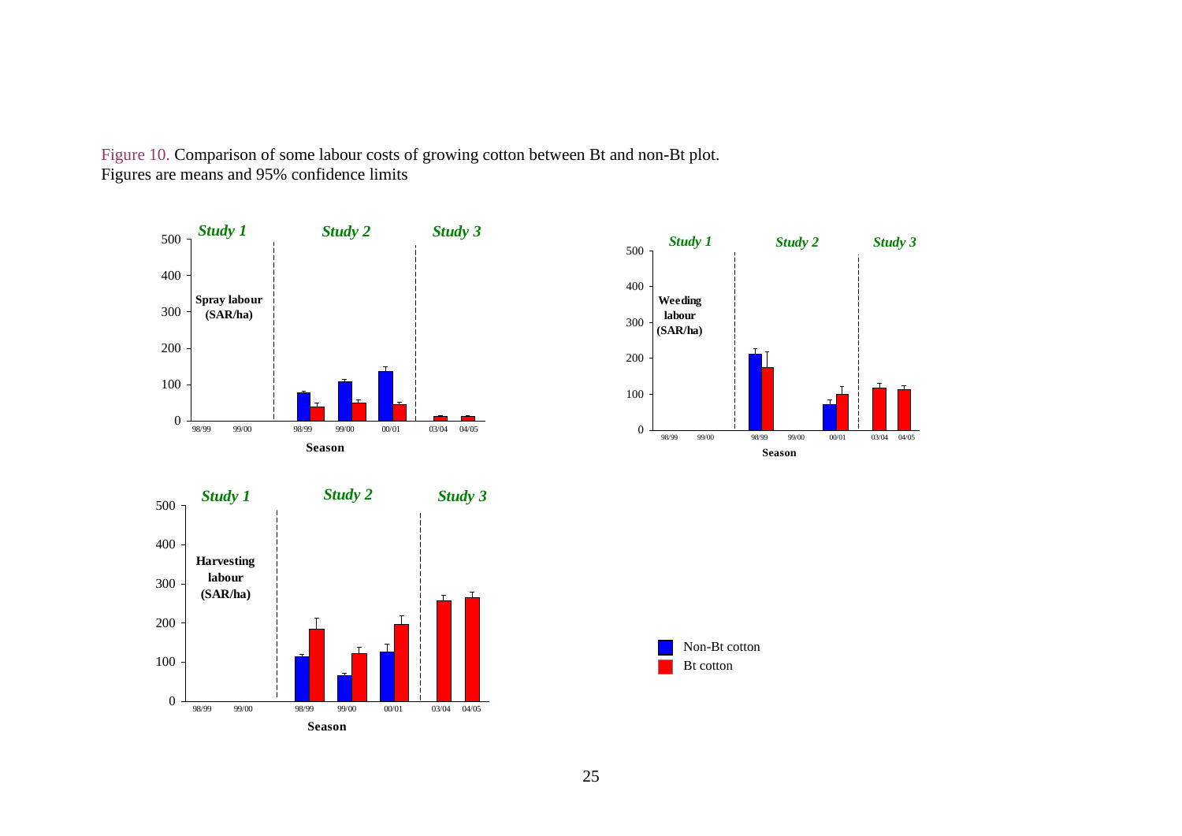Figure 10. Comparison of some labour costs of growing cotton between Bt and non-Bt plot.
Figures are means and 95% confidence limits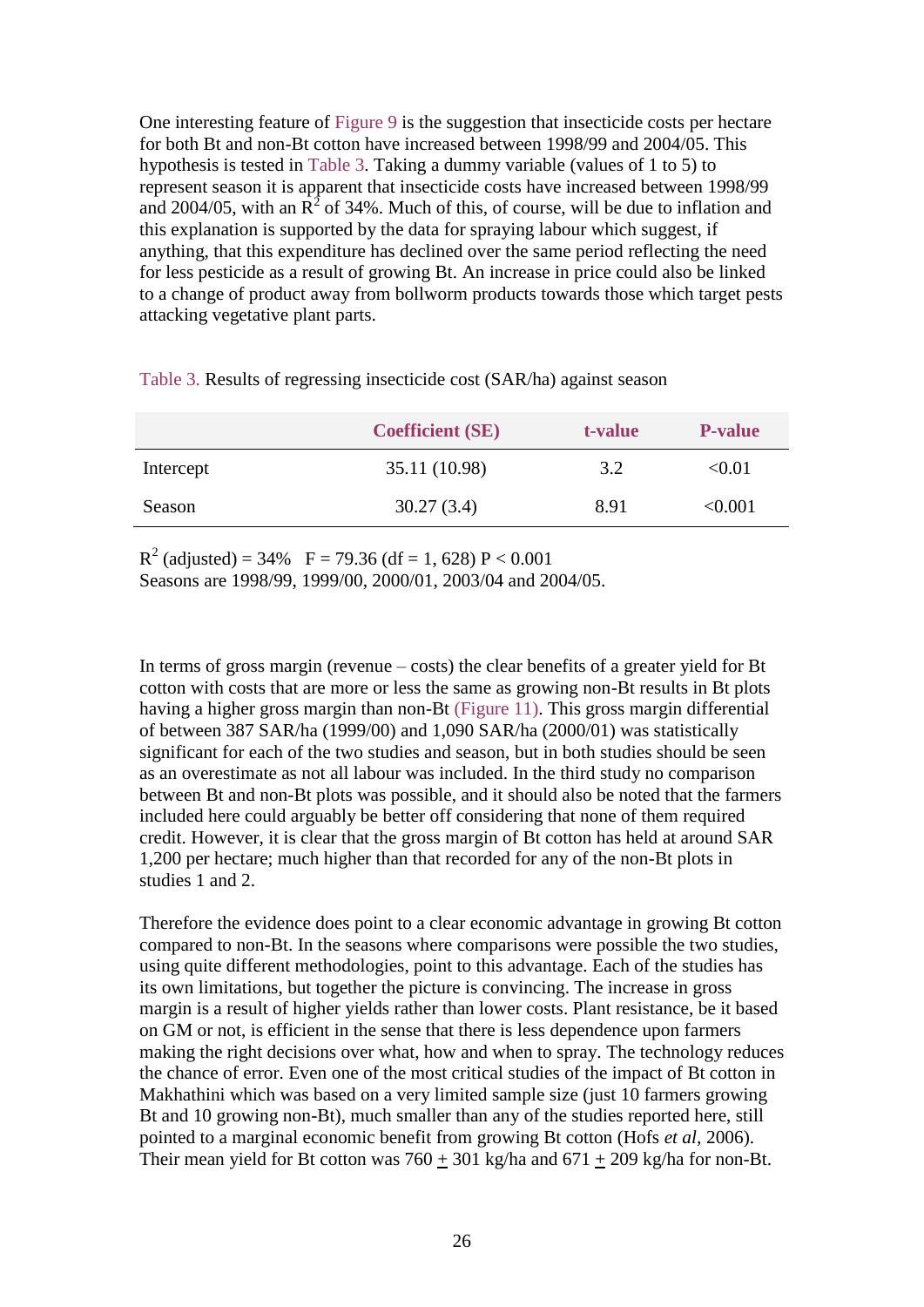One interesting feature of Figure 9 is the suggestion that insecticide costs per hectare for both Bt and non-Bt cotton have increased between 1998/99 and 2004/05. This hypothesis is tested in Table 3. Taking a dummy variable (values of 1 to 5) to represent season it is apparent that insecticide costs have increased between 1998/99 and 2004/05, with an $R^2$ of 34%. Much of this, of course, will be due to inflation and this explanation is supported by the data for spraying labour which suggest, if anything, that this expenditure has declined over the same period reflecting the need for less pesticide as a result of growing Bt. An increase in price could also be linked to a change of product away from bollworm products towards those which target pests attacking vegetative plant parts.

Table 3. Results of regressing insecticide cost (SAR/ha) against season

| | Coefficient (SE) | t-value | P-value |
|---|---|---|---|
| Intercept | 35.11 (10.98) | 3.2 | <0.01 |
| Season | 30.27 (3.4) | 8.91 | <0.001 |

$R^2$ (adjusted) = 34%   F = 79.36 (df = 1, 628) P < 0.001
Seasons are 1998/99, 1999/00, 2000/01, 2003/04 and 2004/05.

In terms of gross margin (revenue – costs) the clear benefits of a greater yield for Bt cotton with costs that are more or less the same as growing non-Bt results in Bt plots having a higher gross margin than non-Bt (Figure 11). This gross margin differential of between 387 SAR/ha (1999/00) and 1,090 SAR/ha (2000/01) was statistically significant for each of the two studies and season, but in both studies should be seen as an overestimate as not all labour was included. In the third study no comparison between Bt and non-Bt plots was possible, and it should also be noted that the farmers included here could arguably be better off considering that none of them required credit. However, it is clear that the gross margin of Bt cotton has held at around SAR 1,200 per hectare; much higher than that recorded for any of the non-Bt plots in studies 1 and 2.

Therefore the evidence does point to a clear economic advantage in growing Bt cotton compared to non-Bt. In the seasons where comparisons were possible the two studies, using quite different methodologies, point to this advantage. Each of the studies has its own limitations, but together the picture is convincing. The increase in gross margin is a result of higher yields rather than lower costs. Plant resistance, be it based on GM or not, is efficient in the sense that there is less dependence upon farmers making the right decisions over what, how and when to spray. The technology reduces the chance of error. Even one of the most critical studies of the impact of Bt cotton in Makhathini which was based on a very limited sample size (just 10 farmers growing Bt and 10 growing non-Bt), much smaller than any of the studies reported here, still pointed to a marginal economic benefit from growing Bt cotton (Hofs *et al*, 2006). Their mean yield for Bt cotton was 760 $\pm$ 301 kg/ha and 671 $\pm$ 209 kg/ha for non-Bt.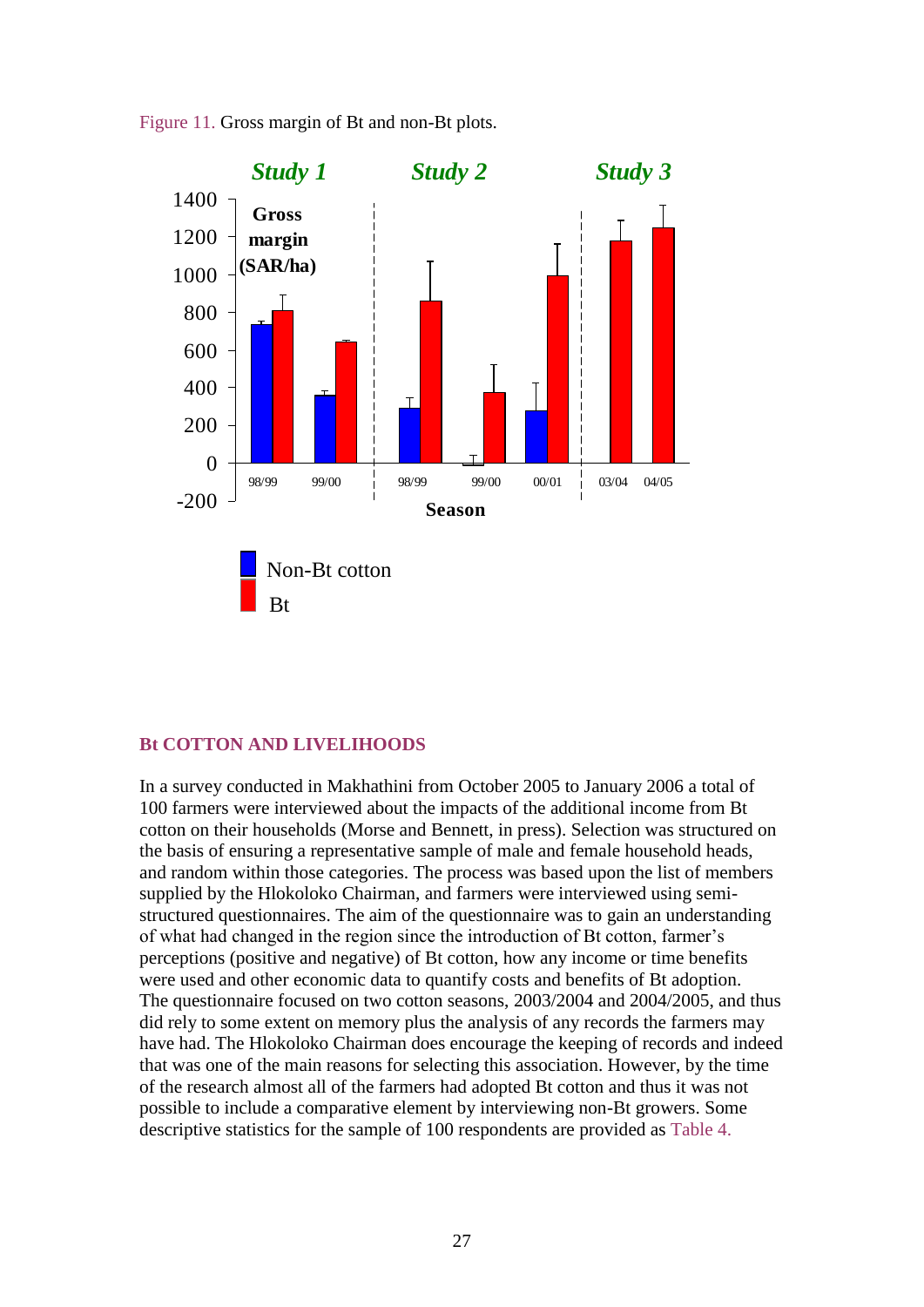Figure 11. Gross margin of Bt and non-Bt plots.

## Bt COTTON AND LIVELIHOODS

In a survey conducted in Makhathini from October 2005 to January 2006 a total of 100 farmers were interviewed about the impacts of the additional income from Bt cotton on their households (Morse and Bennett, in press). Selection was structured on the basis of ensuring a representative sample of male and female household heads, and random within those categories. The process was based upon the list of members supplied by the Hlokoloko Chairman, and farmers were interviewed using semi-structured questionnaires. The aim of the questionnaire was to gain an understanding of what had changed in the region since the introduction of Bt cotton, farmer's perceptions (positive and negative) of Bt cotton, how any income or time benefits were used and other economic data to quantify costs and benefits of Bt adoption. The questionnaire focused on two cotton seasons, 2003/2004 and 2004/2005, and thus did rely to some extent on memory plus the analysis of any records the farmers may have had. The Hlokoloko Chairman does encourage the keeping of records and indeed that was one of the main reasons for selecting this association. However, by the time of the research almost all of the farmers had adopted Bt cotton and thus it was not possible to include a comparative element by interviewing non-Bt growers. Some descriptive statistics for the sample of 100 respondents are provided as Table 4.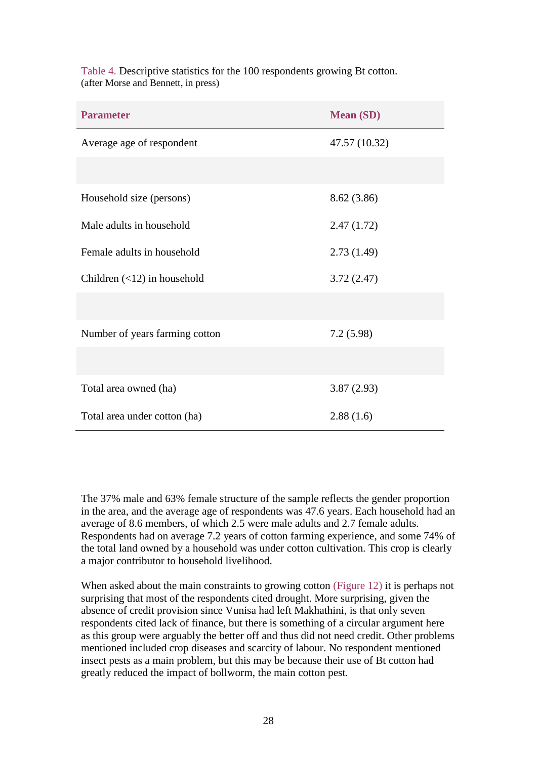Table 4. Descriptive statistics for the 100 respondents growing Bt cotton.
(after Morse and Bennett, in press)

| Parameter | Mean (SD) |
|---|---|
| Average age of respondent | 47.57 (10.32) |
| | |
| Household size (persons) | 8.62 (3.86) |
| Male adults in household | 2.47 (1.72) |
| Female adults in household | 2.73 (1.49) |
| Children (<12) in household | 3.72 (2.47) |
| | |
| Number of years farming cotton | 7.2 (5.98) |
| | |
| Total area owned (ha) | 3.87 (2.93) |
| Total area under cotton (ha) | 2.88 (1.6) |

The 37% male and 63% female structure of the sample reflects the gender proportion in the area, and the average age of respondents was 47.6 years. Each household had an average of 8.6 members, of which 2.5 were male adults and 2.7 female adults. Respondents had on average 7.2 years of cotton farming experience, and some 74% of the total land owned by a household was under cotton cultivation. This crop is clearly a major contributor to household livelihood.

When asked about the main constraints to growing cotton (Figure 12) it is perhaps not surprising that most of the respondents cited drought. More surprising, given the absence of credit provision since Vunisa had left Makhathini, is that only seven respondents cited lack of finance, but there is something of a circular argument here as this group were arguably the better off and thus did not need credit. Other problems mentioned included crop diseases and scarcity of labour. No respondent mentioned insect pests as a main problem, but this may be because their use of Bt cotton had greatly reduced the impact of bollworm, the main cotton pest.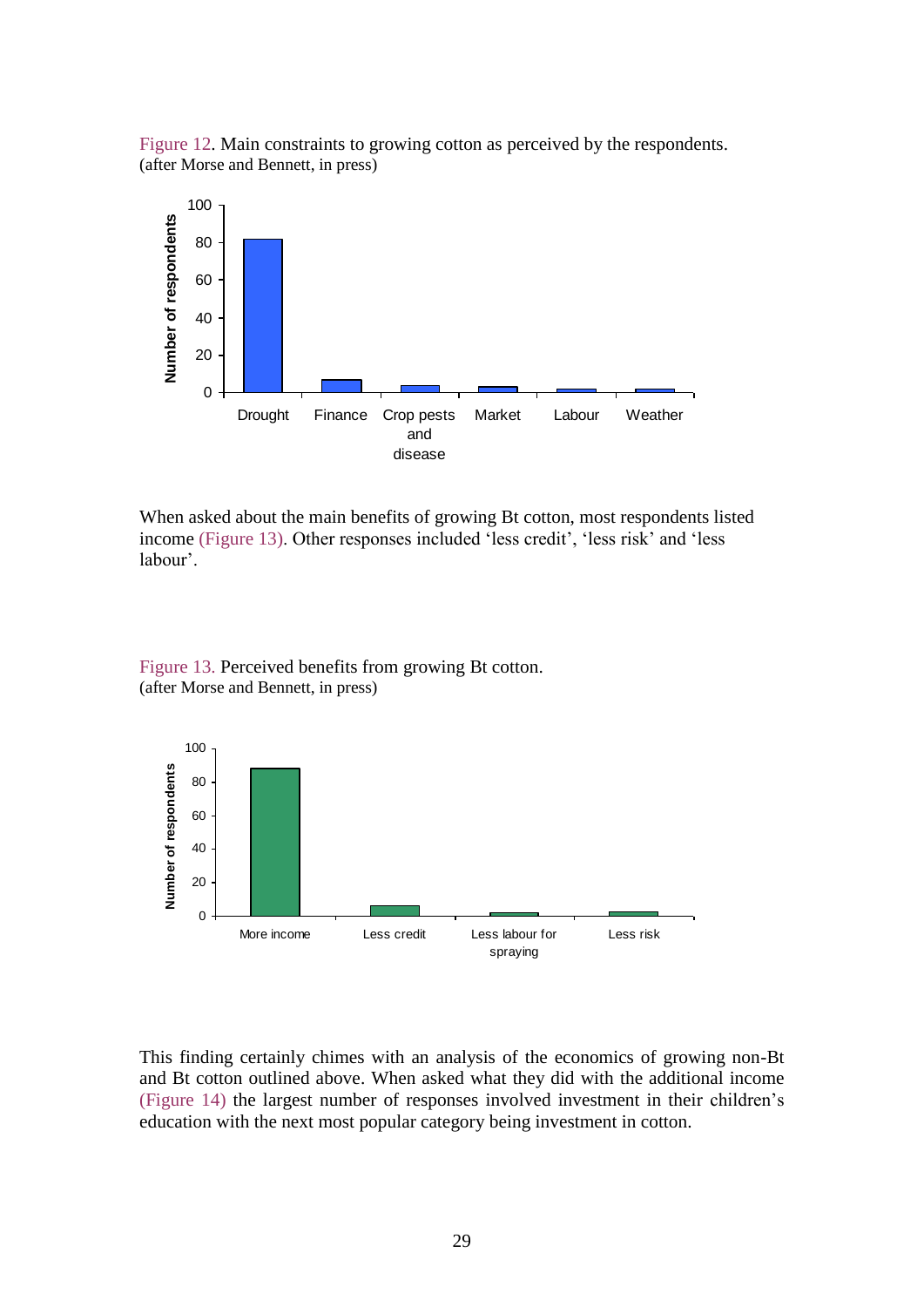Figure 12. Main constraints to growing cotton as perceived by the respondents.
(after Morse and Bennett, in press)

When asked about the main benefits of growing Bt cotton, most respondents listed income (Figure 13). Other responses included 'less credit', 'less risk' and 'less labour'.

Figure 13. Perceived benefits from growing Bt cotton.
(after Morse and Bennett, in press)

This finding certainly chimes with an analysis of the economics of growing non-Bt and Bt cotton outlined above. When asked what they did with the additional income (Figure 14) the largest number of responses involved investment in their children's education with the next most popular category being investment in cotton.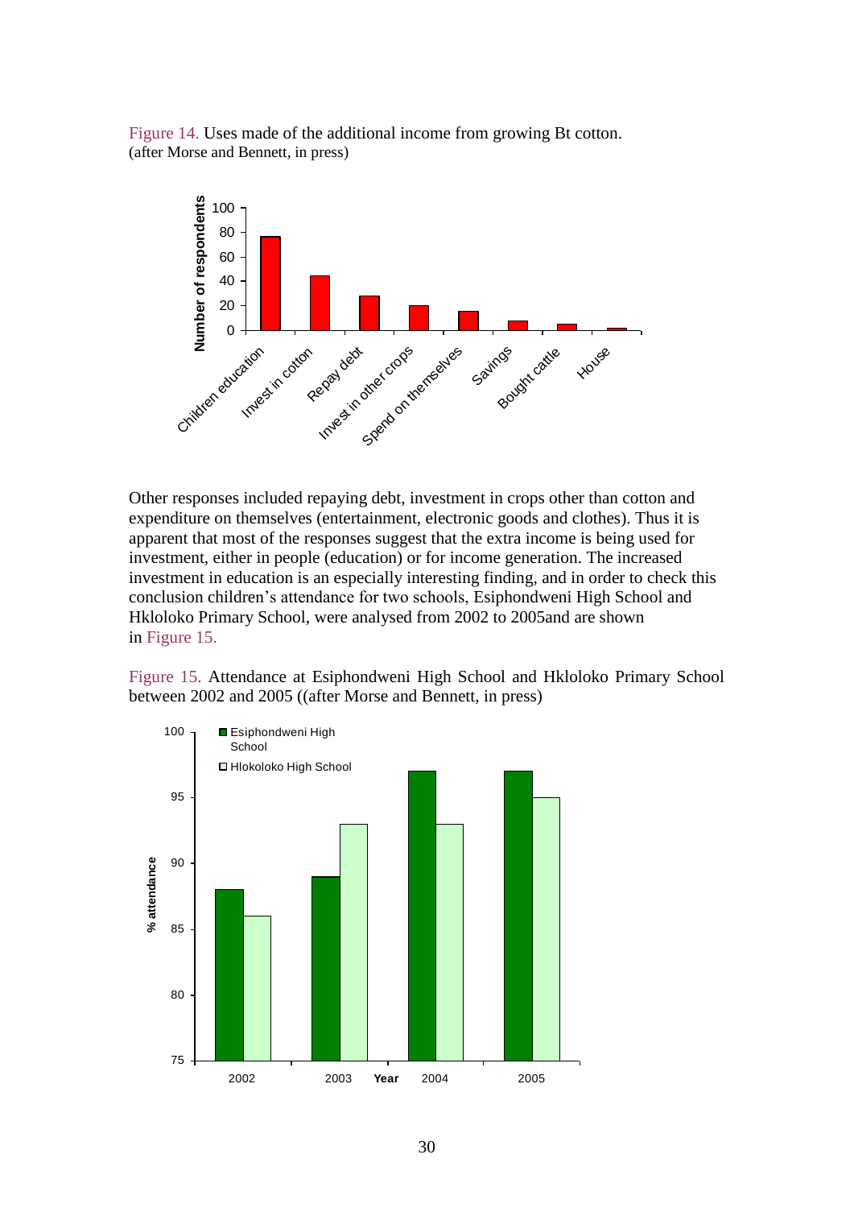Figure 14. Uses made of the additional income from growing Bt cotton. (after Morse and Bennett, in press)

Other responses included repaying debt, investment in crops other than cotton and expenditure on themselves (entertainment, electronic goods and clothes). Thus it is apparent that most of the responses suggest that the extra income is being used for investment, either in people (education) or for income generation. The increased investment in education is an especially interesting finding, and in order to check this conclusion children's attendance for two schools, Esiphondweni High School and Hkloloko Primary School, were analysed from 2002 to 2005and are shown in Figure 15.

Figure 15. Attendance at Esiphondweni High School and Hkloloko Primary School between 2002 and 2005 ((after Morse and Bennett, in press)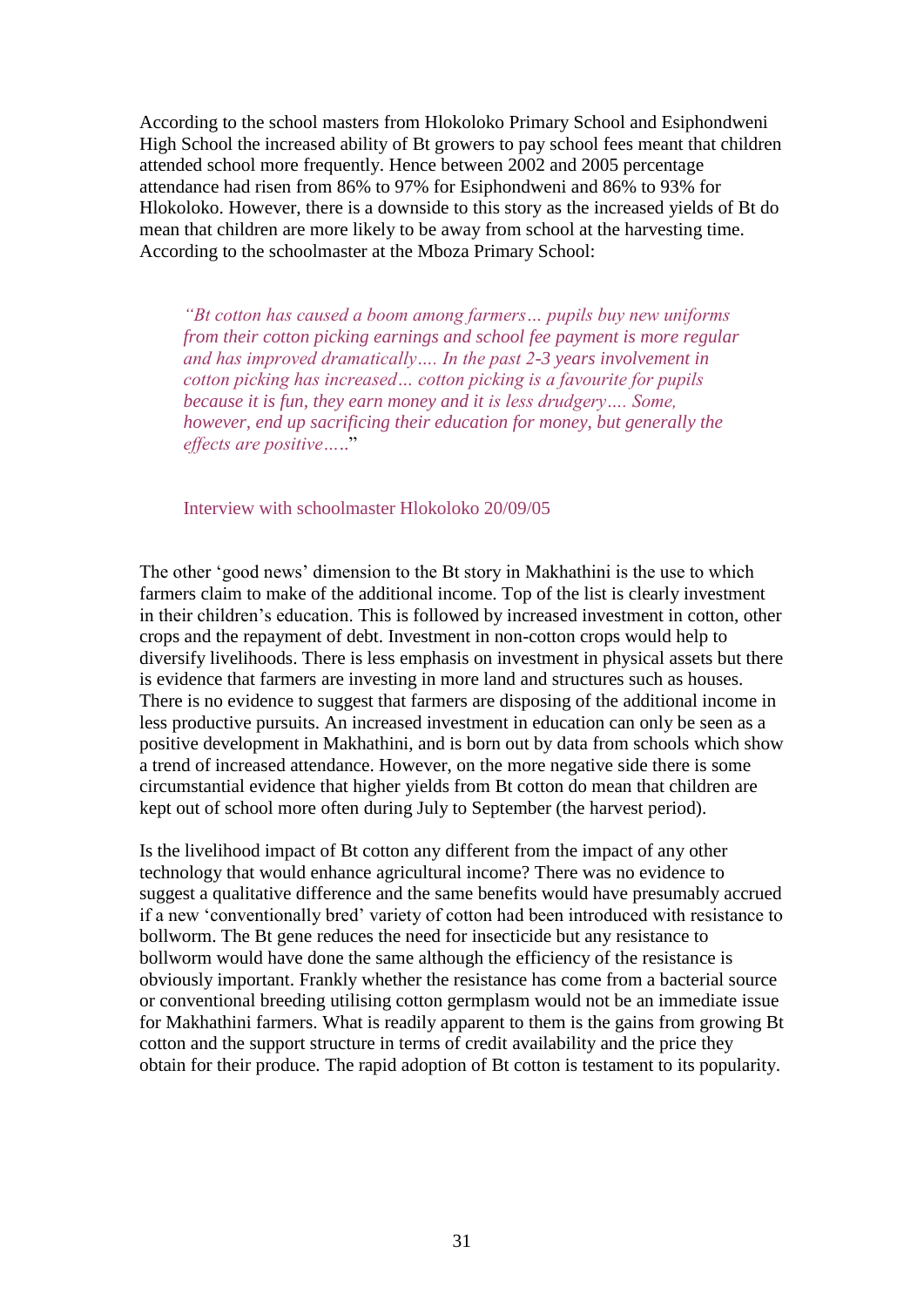According to the school masters from Hlokoloko Primary School and Esiphondweni High School the increased ability of Bt growers to pay school fees meant that children attended school more frequently. Hence between 2002 and 2005 percentage attendance had risen from 86% to 97% for Esiphondweni and 86% to 93% for Hlokoloko. However, there is a downside to this story as the increased yields of Bt do mean that children are more likely to be away from school at the harvesting time. According to the schoolmaster at the Mboza Primary School:

> *"Bt cotton has caused a boom among farmers… pupils buy new uniforms from their cotton picking earnings and school fee payment is more regular and has improved dramatically…. In the past 2-3 years involvement in cotton picking has increased… cotton picking is a favourite for pupils because it is fun, they earn money and it is less drudgery…. Some, however, end up sacrificing their education for money, but generally the effects are positive….."*
>
> Interview with schoolmaster Hlokoloko 20/09/05

The other 'good news' dimension to the Bt story in Makhathini is the use to which farmers claim to make of the additional income. Top of the list is clearly investment in their children's education. This is followed by increased investment in cotton, other crops and the repayment of debt. Investment in non-cotton crops would help to diversify livelihoods. There is less emphasis on investment in physical assets but there is evidence that farmers are investing in more land and structures such as houses. There is no evidence to suggest that farmers are disposing of the additional income in less productive pursuits. An increased investment in education can only be seen as a positive development in Makhathini, and is born out by data from schools which show a trend of increased attendance. However, on the more negative side there is some circumstantial evidence that higher yields from Bt cotton do mean that children are kept out of school more often during July to September (the harvest period).

Is the livelihood impact of Bt cotton any different from the impact of any other technology that would enhance agricultural income? There was no evidence to suggest a qualitative difference and the same benefits would have presumably accrued if a new 'conventionally bred' variety of cotton had been introduced with resistance to bollworm. The Bt gene reduces the need for insecticide but any resistance to bollworm would have done the same although the efficiency of the resistance is obviously important. Frankly whether the resistance has come from a bacterial source or conventional breeding utilising cotton germplasm would not be an immediate issue for Makhathini farmers. What is readily apparent to them is the gains from growing Bt cotton and the support structure in terms of credit availability and the price they obtain for their produce. The rapid adoption of Bt cotton is testament to its popularity.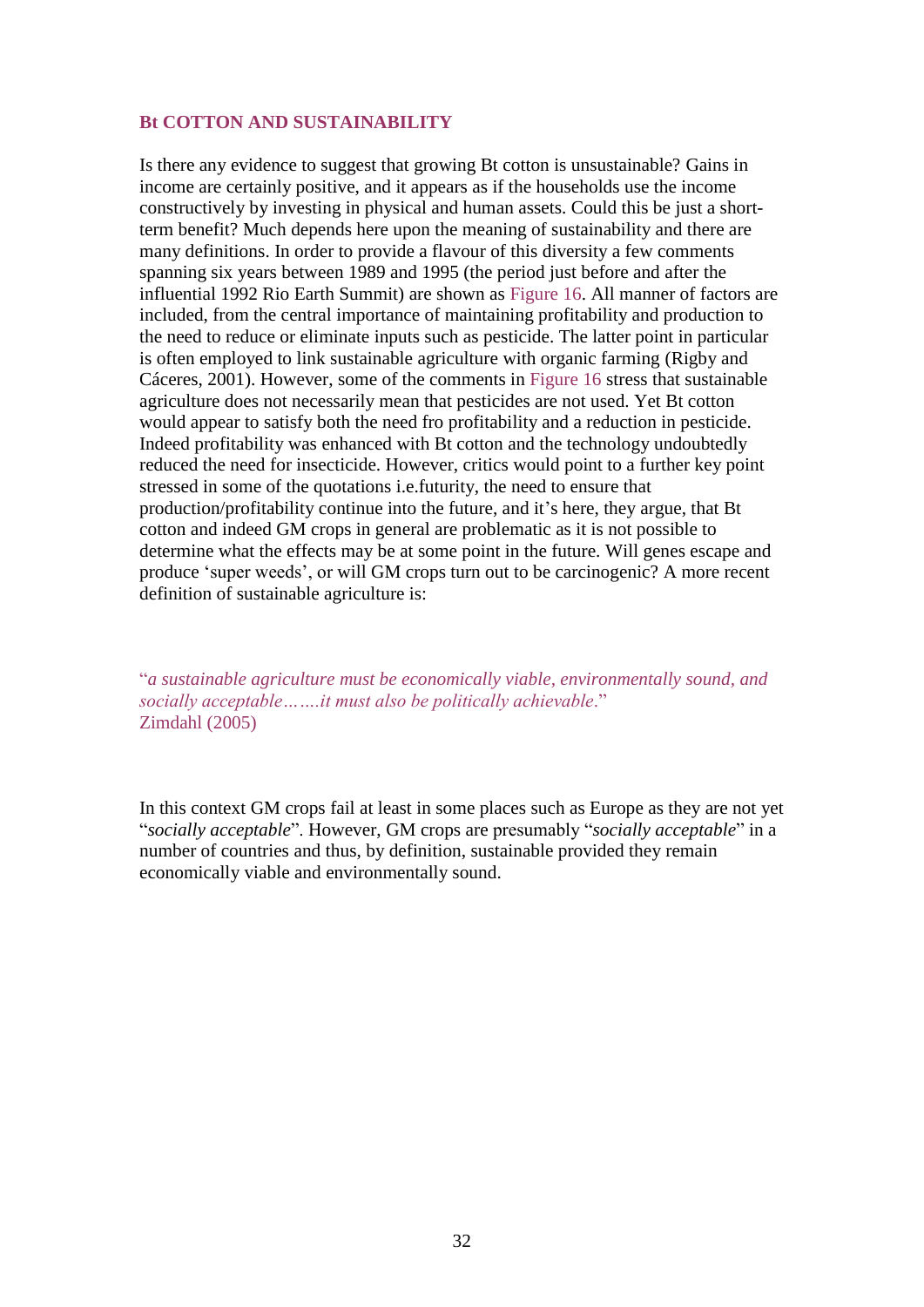## Bt COTTON AND SUSTAINABILITY

Is there any evidence to suggest that growing Bt cotton is unsustainable? Gains in income are certainly positive, and it appears as if the households use the income constructively by investing in physical and human assets. Could this be just a short-term benefit? Much depends here upon the meaning of sustainability and there are many definitions. In order to provide a flavour of this diversity a few comments spanning six years between 1989 and 1995 (the period just before and after the influential 1992 Rio Earth Summit) are shown as Figure 16. All manner of factors are included, from the central importance of maintaining profitability and production to the need to reduce or eliminate inputs such as pesticide. The latter point in particular is often employed to link sustainable agriculture with organic farming (Rigby and Cáceres, 2001). However, some of the comments in Figure 16 stress that sustainable agriculture does not necessarily mean that pesticides are not used. Yet Bt cotton would appear to satisfy both the need fro profitability and a reduction in pesticide. Indeed profitability was enhanced with Bt cotton and the technology undoubtedly reduced the need for insecticide. However, critics would point to a further key point stressed in some of the quotations i.e.futurity, the need to ensure that production/profitability continue into the future, and it's here, they argue, that Bt cotton and indeed GM crops in general are problematic as it is not possible to determine what the effects may be at some point in the future. Will genes escape and produce 'super weeds', or will GM crops turn out to be carcinogenic? A more recent definition of sustainable agriculture is:

"*a sustainable agriculture must be economically viable, environmentally sound, and socially acceptable…….it must also be politically achievable*."
Zimdahl (2005)

In this context GM crops fail at least in some places such as Europe as they are not yet "*socially acceptable*". However, GM crops are presumably "*socially acceptable*" in a number of countries and thus, by definition, sustainable provided they remain economically viable and environmentally sound.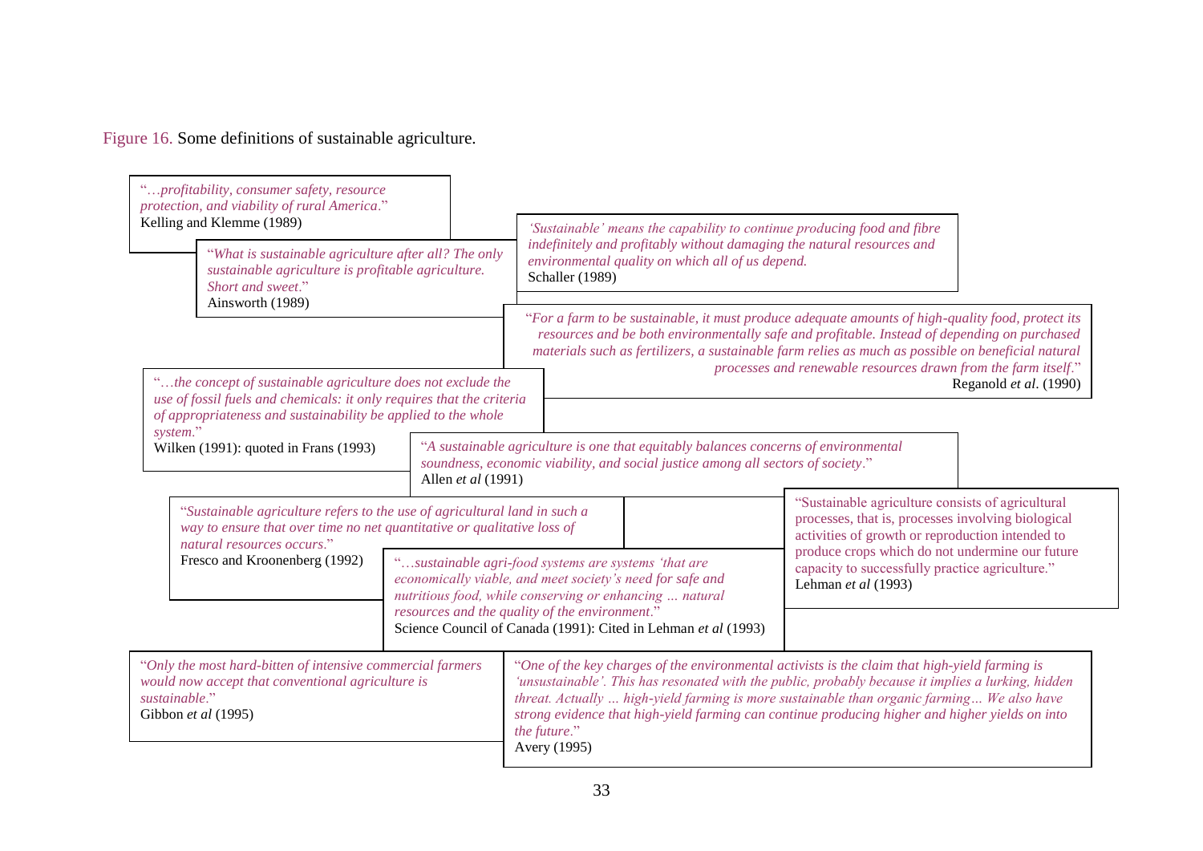Figure 16. Some definitions of sustainable agriculture.

"*…profitability, consumer safety, resource protection, and viability of rural America*."
Kelling and Klemme (1989)

"*What is sustainable agriculture after all? The only sustainable agriculture is profitable agriculture. Short and sweet*."
Ainsworth (1989)

*'Sustainable' means the capability to continue producing food and fibre indefinitely and profitably without damaging the natural resources and environmental quality on which all of us depend.*
Schaller (1989)

"*For a farm to be sustainable, it must produce adequate amounts of high-quality food, protect its resources and be both environmentally safe and profitable. Instead of depending on purchased materials such as fertilizers, a sustainable farm relies as much as possible on beneficial natural processes and renewable resources drawn from the farm itself*."
Reganold *et al*. (1990)

"*…the concept of sustainable agriculture does not exclude the use of fossil fuels and chemicals: it only requires that the criteria of appropriateness and sustainability be applied to the whole system*."
Wilken (1991): quoted in Frans (1993)

"*A sustainable agriculture is one that equitably balances concerns of environmental soundness, economic viability, and social justice among all sectors of society*."
Allen *et al* (1991)

"*Sustainable agriculture refers to the use of agricultural land in such a way to ensure that over time no net quantitative or qualitative loss of natural resources occurs*."
Fresco and Kroonenberg (1992)

"*…sustainable agri-food systems are systems 'that are economically viable, and meet society's need for safe and nutritious food, while conserving or enhancing … natural resources and the quality of the environment*."
Science Council of Canada (1991): Cited in Lehman *et al* (1993)

"Sustainable agriculture consists of agricultural processes, that is, processes involving biological activities of growth or reproduction intended to produce crops which do not undermine our future capacity to successfully practice agriculture."
Lehman *et al* (1993)

"*Only the most hard-bitten of intensive commercial farmers would now accept that conventional agriculture is sustainable*."
Gibbon *et al* (1995)

"*One of the key charges of the environmental activists is the claim that high-yield farming is 'unsustainable'. This has resonated with the public, probably because it implies a lurking, hidden threat. Actually … high-yield farming is more sustainable than organic farming… We also have strong evidence that high-yield farming can continue producing higher and higher yields on into the future*."
Avery (1995)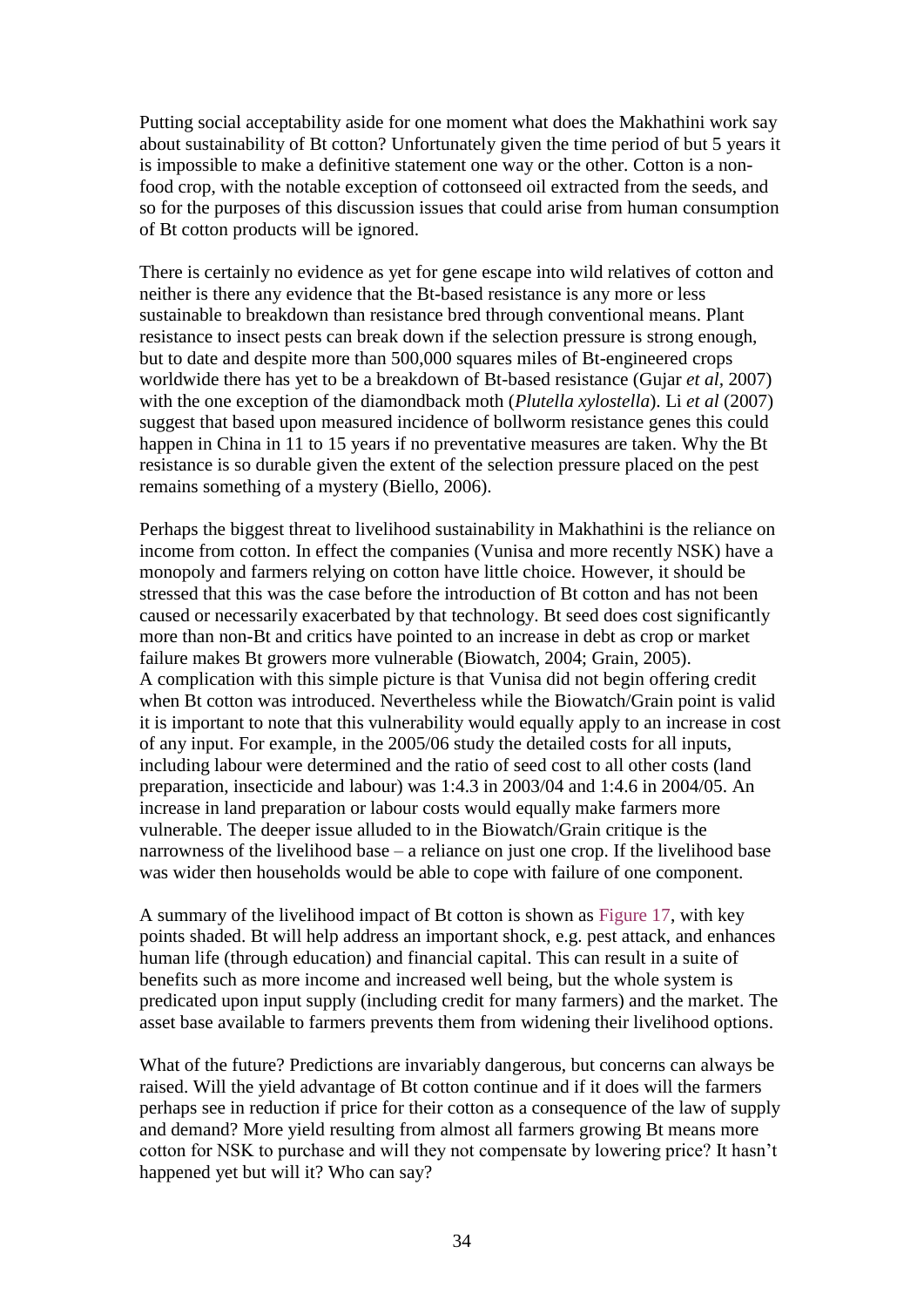Putting social acceptability aside for one moment what does the Makhathini work say about sustainability of Bt cotton? Unfortunately given the time period of but 5 years it is impossible to make a definitive statement one way or the other. Cotton is a non-food crop, with the notable exception of cottonseed oil extracted from the seeds, and so for the purposes of this discussion issues that could arise from human consumption of Bt cotton products will be ignored.

There is certainly no evidence as yet for gene escape into wild relatives of cotton and neither is there any evidence that the Bt-based resistance is any more or less sustainable to breakdown than resistance bred through conventional means. Plant resistance to insect pests can break down if the selection pressure is strong enough, but to date and despite more than 500,000 squares miles of Bt-engineered crops worldwide there has yet to be a breakdown of Bt-based resistance (Gujar *et al*, 2007) with the one exception of the diamondback moth (*Plutella xylostella*). Li *et al* (2007) suggest that based upon measured incidence of bollworm resistance genes this could happen in China in 11 to 15 years if no preventative measures are taken. Why the Bt resistance is so durable given the extent of the selection pressure placed on the pest remains something of a mystery (Biello, 2006).

Perhaps the biggest threat to livelihood sustainability in Makhathini is the reliance on income from cotton. In effect the companies (Vunisa and more recently NSK) have a monopoly and farmers relying on cotton have little choice. However, it should be stressed that this was the case before the introduction of Bt cotton and has not been caused or necessarily exacerbated by that technology. Bt seed does cost significantly more than non-Bt and critics have pointed to an increase in debt as crop or market failure makes Bt growers more vulnerable (Biowatch, 2004; Grain, 2005). A complication with this simple picture is that Vunisa did not begin offering credit when Bt cotton was introduced. Nevertheless while the Biowatch/Grain point is valid it is important to note that this vulnerability would equally apply to an increase in cost of any input. For example, in the 2005/06 study the detailed costs for all inputs, including labour were determined and the ratio of seed cost to all other costs (land preparation, insecticide and labour) was 1:4.3 in 2003/04 and 1:4.6 in 2004/05. An increase in land preparation or labour costs would equally make farmers more vulnerable. The deeper issue alluded to in the Biowatch/Grain critique is the narrowness of the livelihood base – a reliance on just one crop. If the livelihood base was wider then households would be able to cope with failure of one component.

A summary of the livelihood impact of Bt cotton is shown as Figure 17, with key points shaded. Bt will help address an important shock, e.g. pest attack, and enhances human life (through education) and financial capital. This can result in a suite of benefits such as more income and increased well being, but the whole system is predicated upon input supply (including credit for many farmers) and the market. The asset base available to farmers prevents them from widening their livelihood options.

What of the future? Predictions are invariably dangerous, but concerns can always be raised. Will the yield advantage of Bt cotton continue and if it does will the farmers perhaps see in reduction if price for their cotton as a consequence of the law of supply and demand? More yield resulting from almost all farmers growing Bt means more cotton for NSK to purchase and will they not compensate by lowering price? It hasn't happened yet but will it? Who can say?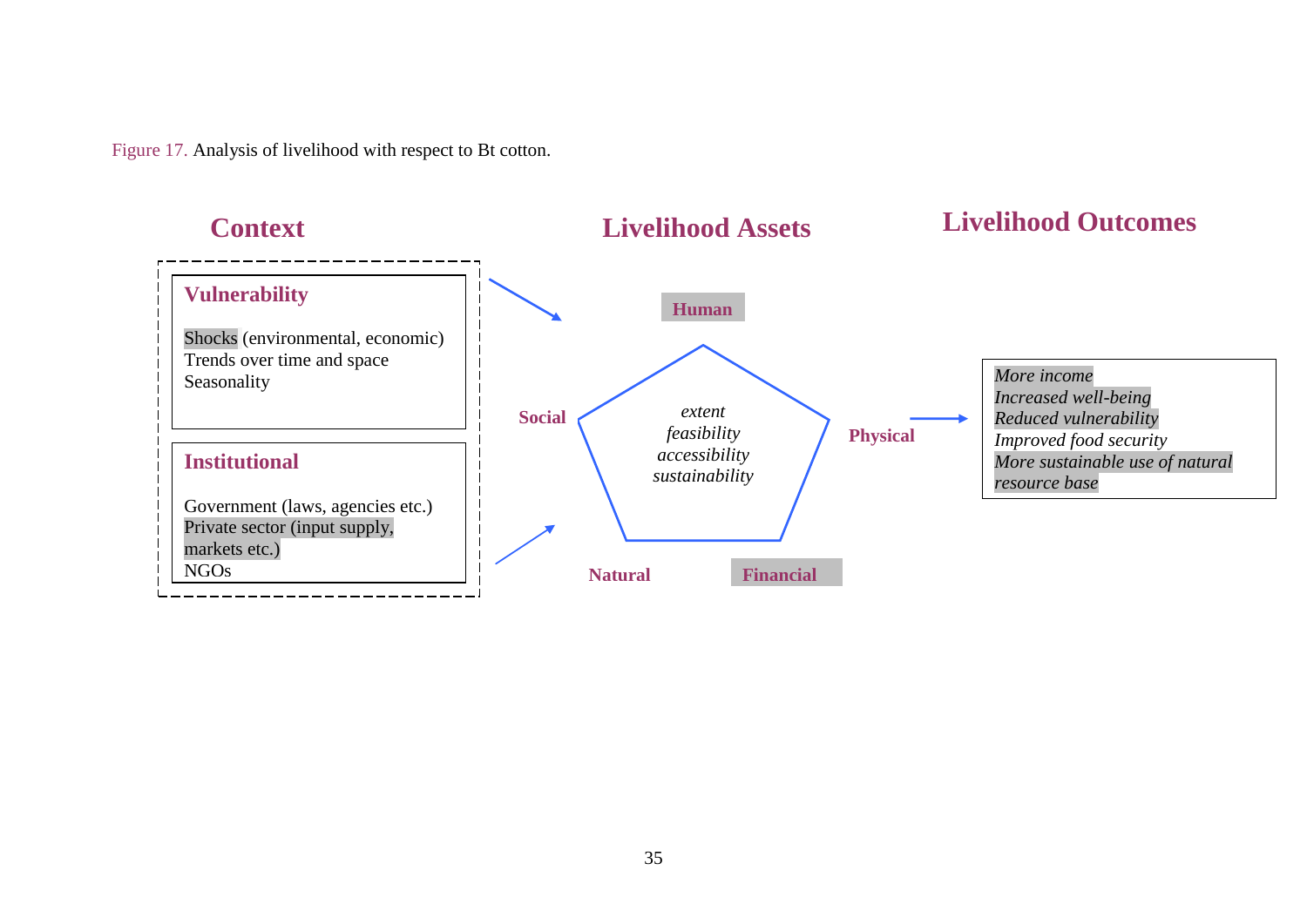Figure 17. Analysis of livelihood with respect to Bt cotton.

**Context**

**Vulnerability**

Shocks (environmental, economic)
Trends over time and space
Seasonality

**Institutional**

Government (laws, agencies etc.)
Private sector (input supply, markets etc.)
NGOs

**Livelihood Assets**

Human

Social

Physical

Natural

Financial

*extent*
*feasibility*
*accessibility*
*sustainability*

**Livelihood Outcomes**

*More income*
*Increased well-being*
*Reduced vulnerability*
*Improved food security*
*More sustainable use of natural resource base*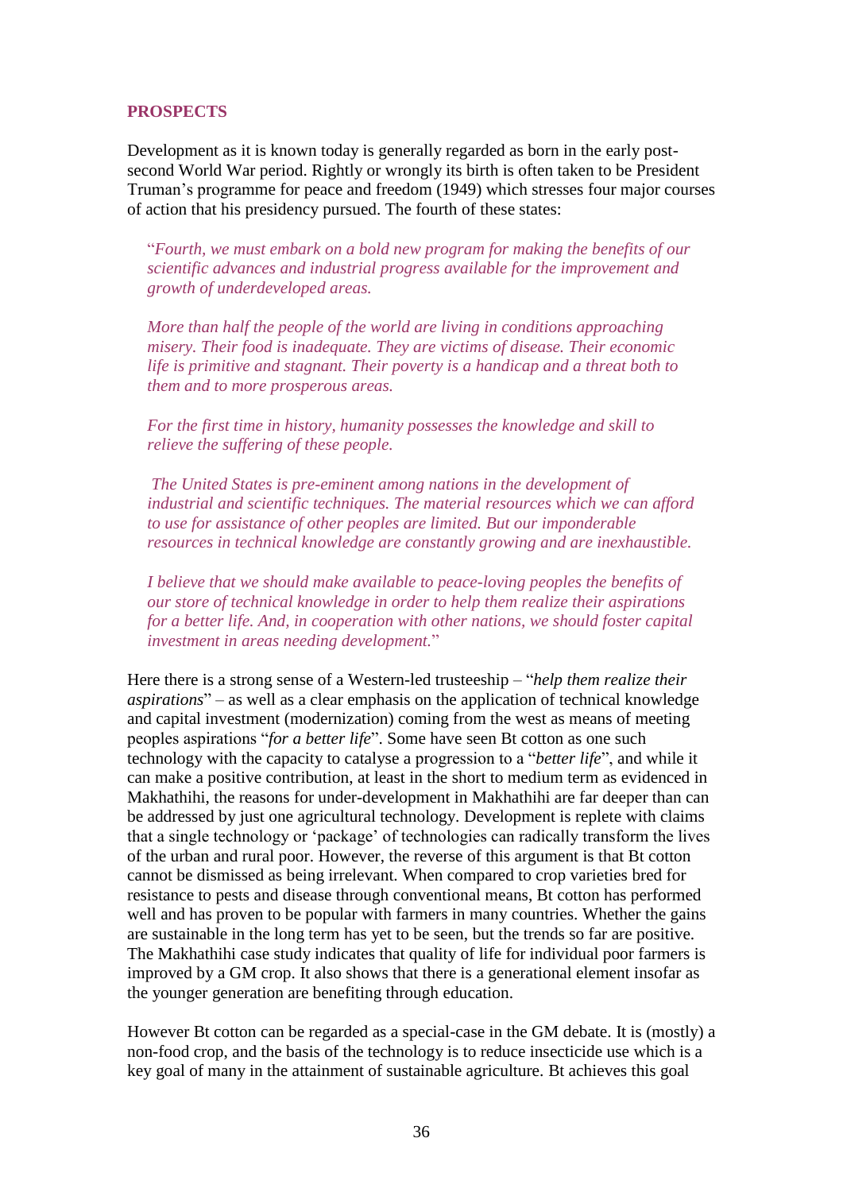## PROSPECTS

Development as it is known today is generally regarded as born in the early post-second World War period. Rightly or wrongly its birth is often taken to be President Truman's programme for peace and freedom (1949) which stresses four major courses of action that his presidency pursued. The fourth of these states:

> "*Fourth, we must embark on a bold new program for making the benefits of our scientific advances and industrial progress available for the improvement and growth of underdeveloped areas.*
>
> *More than half the people of the world are living in conditions approaching misery. Their food is inadequate. They are victims of disease. Their economic life is primitive and stagnant. Their poverty is a handicap and a threat both to them and to more prosperous areas.*
>
> *For the first time in history, humanity possesses the knowledge and skill to relieve the suffering of these people.*
>
> *The United States is pre-eminent among nations in the development of industrial and scientific techniques. The material resources which we can afford to use for assistance of other peoples are limited. But our imponderable resources in technical knowledge are constantly growing and are inexhaustible.*
>
> *I believe that we should make available to peace-loving peoples the benefits of our store of technical knowledge in order to help them realize their aspirations for a better life. And, in cooperation with other nations, we should foster capital investment in areas needing development.*"

Here there is a strong sense of a Western-led trusteeship – "*help them realize their aspirations*" – as well as a clear emphasis on the application of technical knowledge and capital investment (modernization) coming from the west as means of meeting peoples aspirations "*for a better life*". Some have seen Bt cotton as one such technology with the capacity to catalyse a progression to a "*better life*", and while it can make a positive contribution, at least in the short to medium term as evidenced in Makhathihi, the reasons for under-development in Makhathihi are far deeper than can be addressed by just one agricultural technology. Development is replete with claims that a single technology or 'package' of technologies can radically transform the lives of the urban and rural poor. However, the reverse of this argument is that Bt cotton cannot be dismissed as being irrelevant. When compared to crop varieties bred for resistance to pests and disease through conventional means, Bt cotton has performed well and has proven to be popular with farmers in many countries. Whether the gains are sustainable in the long term has yet to be seen, but the trends so far are positive. The Makhathihi case study indicates that quality of life for individual poor farmers is improved by a GM crop. It also shows that there is a generational element insofar as the younger generation are benefiting through education.

However Bt cotton can be regarded as a special-case in the GM debate. It is (mostly) a non-food crop, and the basis of the technology is to reduce insecticide use which is a key goal of many in the attainment of sustainable agriculture. Bt achieves this goal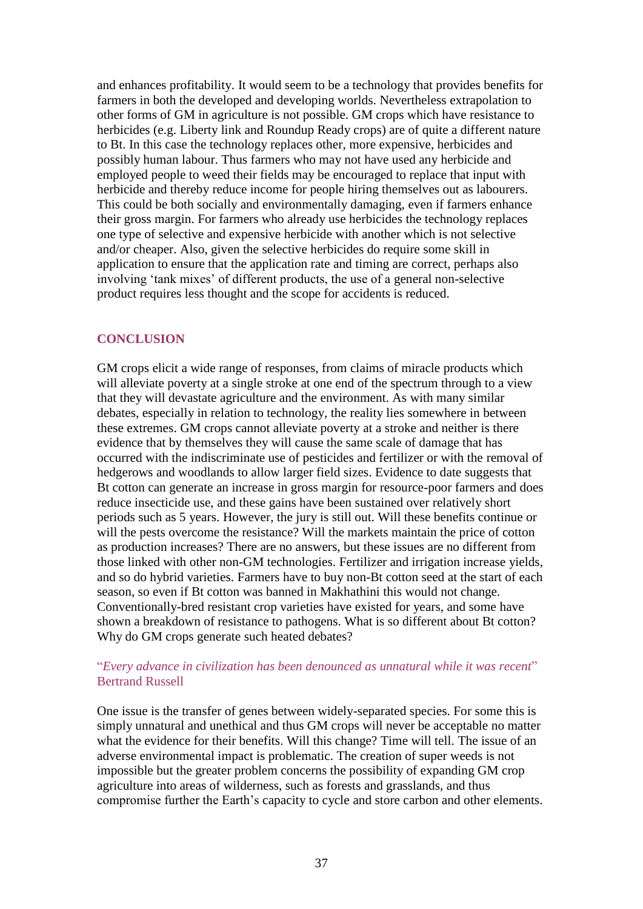and enhances profitability. It would seem to be a technology that provides benefits for farmers in both the developed and developing worlds. Nevertheless extrapolation to other forms of GM in agriculture is not possible. GM crops which have resistance to herbicides (e.g. Liberty link and Roundup Ready crops) are of quite a different nature to Bt. In this case the technology replaces other, more expensive, herbicides and possibly human labour. Thus farmers who may not have used any herbicide and employed people to weed their fields may be encouraged to replace that input with herbicide and thereby reduce income for people hiring themselves out as labourers. This could be both socially and environmentally damaging, even if farmers enhance their gross margin. For farmers who already use herbicides the technology replaces one type of selective and expensive herbicide with another which is not selective and/or cheaper. Also, given the selective herbicides do require some skill in application to ensure that the application rate and timing are correct, perhaps also involving 'tank mixes' of different products, the use of a general non-selective product requires less thought and the scope for accidents is reduced.

## CONCLUSION

GM crops elicit a wide range of responses, from claims of miracle products which will alleviate poverty at a single stroke at one end of the spectrum through to a view that they will devastate agriculture and the environment. As with many similar debates, especially in relation to technology, the reality lies somewhere in between these extremes. GM crops cannot alleviate poverty at a stroke and neither is there evidence that by themselves they will cause the same scale of damage that has occurred with the indiscriminate use of pesticides and fertilizer or with the removal of hedgerows and woodlands to allow larger field sizes. Evidence to date suggests that Bt cotton can generate an increase in gross margin for resource-poor farmers and does reduce insecticide use, and these gains have been sustained over relatively short periods such as 5 years. However, the jury is still out. Will these benefits continue or will the pests overcome the resistance? Will the markets maintain the price of cotton as production increases? There are no answers, but these issues are no different from those linked with other non-GM technologies. Fertilizer and irrigation increase yields, and so do hybrid varieties. Farmers have to buy non-Bt cotton seed at the start of each season, so even if Bt cotton was banned in Makhathini this would not change. Conventionally-bred resistant crop varieties have existed for years, and some have shown a breakdown of resistance to pathogens. What is so different about Bt cotton? Why do GM crops generate such heated debates?

"*Every advance in civilization has been denounced as unnatural while it was recent*" Bertrand Russell

One issue is the transfer of genes between widely-separated species. For some this is simply unnatural and unethical and thus GM crops will never be acceptable no matter what the evidence for their benefits. Will this change? Time will tell. The issue of an adverse environmental impact is problematic. The creation of super weeds is not impossible but the greater problem concerns the possibility of expanding GM crop agriculture into areas of wilderness, such as forests and grasslands, and thus compromise further the Earth's capacity to cycle and store carbon and other elements.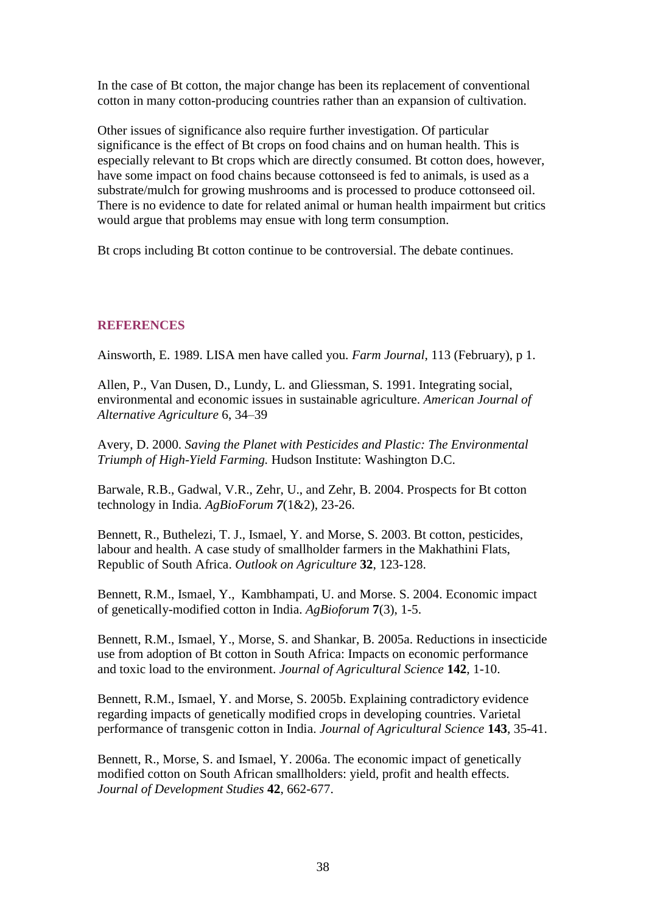In the case of Bt cotton, the major change has been its replacement of conventional cotton in many cotton-producing countries rather than an expansion of cultivation.

Other issues of significance also require further investigation. Of particular significance is the effect of Bt crops on food chains and on human health. This is especially relevant to Bt crops which are directly consumed. Bt cotton does, however, have some impact on food chains because cottonseed is fed to animals, is used as a substrate/mulch for growing mushrooms and is processed to produce cottonseed oil. There is no evidence to date for related animal or human health impairment but critics would argue that problems may ensue with long term consumption.

Bt crops including Bt cotton continue to be controversial. The debate continues.

## REFERENCES

Ainsworth, E. 1989. LISA men have called you. *Farm Journal*, 113 (February), p 1.

Allen, P., Van Dusen, D., Lundy, L. and Gliessman, S. 1991. Integrating social, environmental and economic issues in sustainable agriculture. *American Journal of Alternative Agriculture* 6, 34–39

Avery, D. 2000. *Saving the Planet with Pesticides and Plastic: The Environmental Triumph of High-Yield Farming.* Hudson Institute: Washington D.C.

Barwale, R.B., Gadwal, V.R., Zehr, U., and Zehr, B. 2004. Prospects for Bt cotton technology in India. *AgBioForum* ***7***(1&2), 23-26.

Bennett, R., Buthelezi, T. J., Ismael, Y. and Morse, S. 2003. Bt cotton, pesticides, labour and health. A case study of smallholder farmers in the Makhathini Flats, Republic of South Africa. *Outlook on Agriculture* **32**, 123-128.

Bennett, R.M., Ismael, Y., Kambhampati, U. and Morse. S. 2004. Economic impact of genetically-modified cotton in India. *AgBioforum* **7**(3), 1-5.

Bennett, R.M., Ismael, Y., Morse, S. and Shankar, B. 2005a. Reductions in insecticide use from adoption of Bt cotton in South Africa: Impacts on economic performance and toxic load to the environment. *Journal of Agricultural Science* **142**, 1-10.

Bennett, R.M., Ismael, Y. and Morse, S. 2005b. Explaining contradictory evidence regarding impacts of genetically modified crops in developing countries. Varietal performance of transgenic cotton in India. *Journal of Agricultural Science* **143**, 35-41.

Bennett, R., Morse, S. and Ismael, Y. 2006a. The economic impact of genetically modified cotton on South African smallholders: yield, profit and health effects. *Journal of Development Studies* **42**, 662-677.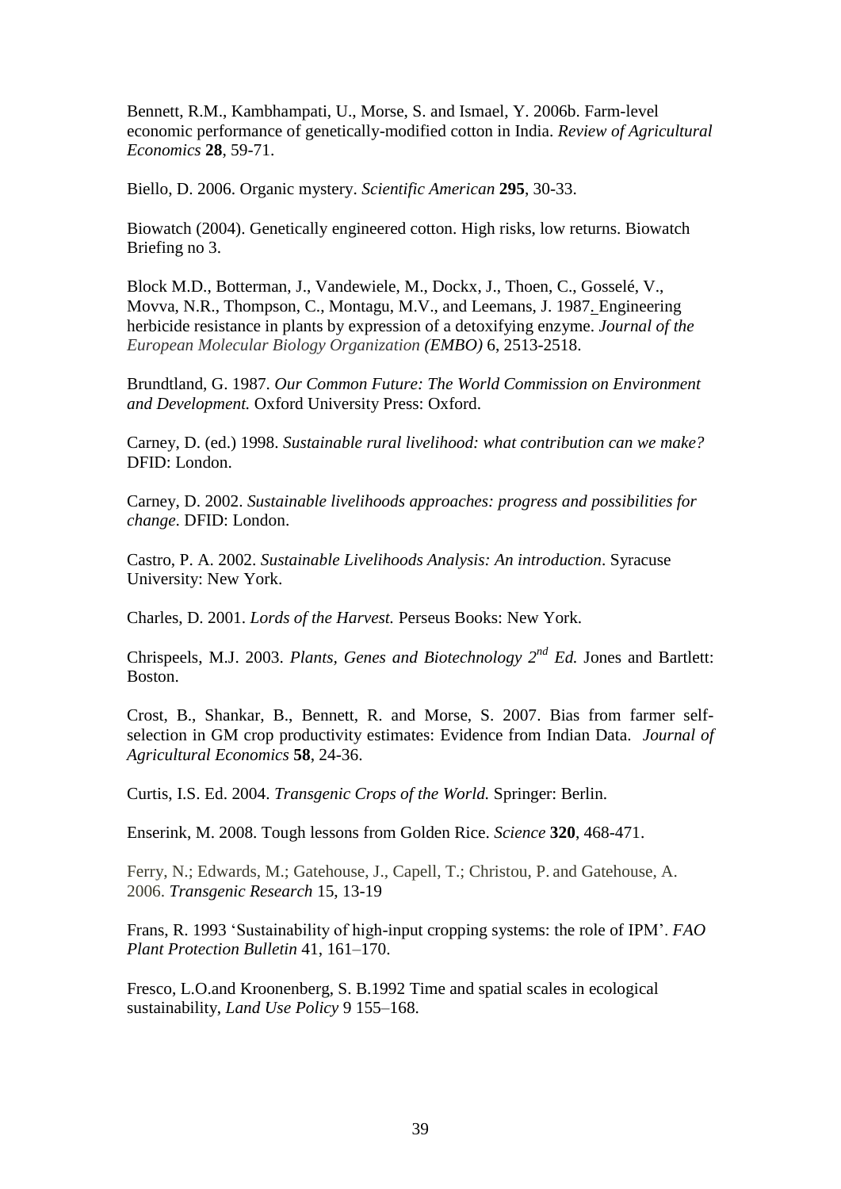Bennett, R.M., Kambhampati, U., Morse, S. and Ismael, Y. 2006b. Farm-level economic performance of genetically-modified cotton in India. *Review of Agricultural Economics* **28**, 59-71.

Biello, D. 2006. Organic mystery. *Scientific American* **295**, 30-33.

Biowatch (2004). Genetically engineered cotton. High risks, low returns. Biowatch Briefing no 3.

Block M.D., Botterman, J., Vandewiele, M., Dockx, J., Thoen, C., Gosselé, V., Movva, N.R., Thompson, C., Montagu, M.V., and Leemans, J. 1987. Engineering herbicide resistance in plants by expression of a detoxifying enzyme. *Journal of the European Molecular Biology Organization (EMBO)* 6, 2513-2518.

Brundtland, G. 1987. *Our Common Future: The World Commission on Environment and Development.* Oxford University Press: Oxford.

Carney, D. (ed.) 1998. *Sustainable rural livelihood: what contribution can we make?* DFID: London.

Carney, D. 2002. *Sustainable livelihoods approaches: progress and possibilities for change*. DFID: London.

Castro, P. A. 2002. *Sustainable Livelihoods Analysis: An introduction*. Syracuse University: New York.

Charles, D. 2001. *Lords of the Harvest.* Perseus Books: New York.

Chrispeels, M.J. 2003. *Plants, Genes and Biotechnology 2nd Ed.* Jones and Bartlett: Boston.

Crost, B., Shankar, B., Bennett, R. and Morse, S. 2007. Bias from farmer self-selection in GM crop productivity estimates: Evidence from Indian Data. *Journal of Agricultural Economics* **58**, 24-36.

Curtis, I.S. Ed. 2004. *Transgenic Crops of the World.* Springer: Berlin.

Enserink, M. 2008. Tough lessons from Golden Rice. *Science* **320**, 468-471.

Ferry, N.; Edwards, M.; Gatehouse, J., Capell, T.; Christou, P. and Gatehouse, A. 2006. *Transgenic Research* 15, 13-19

Frans, R. 1993 'Sustainability of high-input cropping systems: the role of IPM'. *FAO Plant Protection Bulletin* 41, 161–170.

Fresco, L.O.and Kroonenberg, S. B.1992 Time and spatial scales in ecological sustainability, *Land Use Policy* 9 155–168.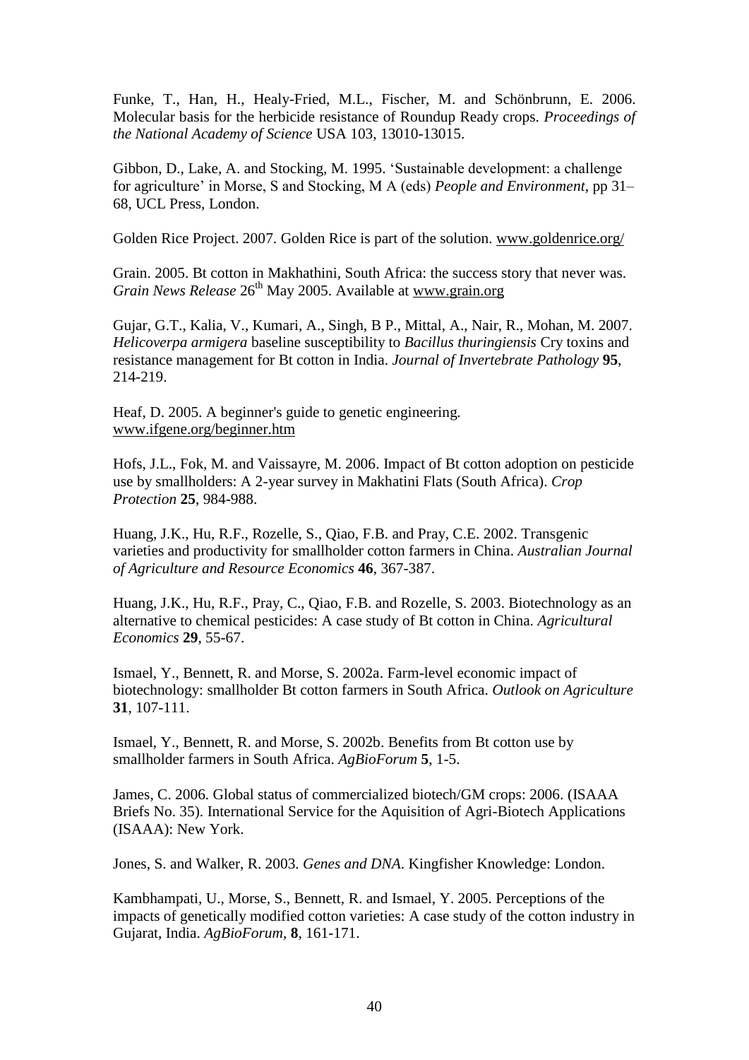Funke, T., Han, H., Healy-Fried, M.L., Fischer, M. and Schönbrunn, E. 2006. Molecular basis for the herbicide resistance of Roundup Ready crops. *Proceedings of the National Academy of Science* USA 103, 13010-13015.

Gibbon, D., Lake, A. and Stocking, M. 1995. 'Sustainable development: a challenge for agriculture' in Morse, S and Stocking, M A (eds) *People and Environment*, pp 31–68, UCL Press, London.

Golden Rice Project. 2007. Golden Rice is part of the solution. www.goldenrice.org/

Grain. 2005. Bt cotton in Makhathini, South Africa: the success story that never was. *Grain News Release* 26th May 2005. Available at www.grain.org

Gujar, G.T., Kalia, V., Kumari, A., Singh, B P., Mittal, A., Nair, R., Mohan, M. 2007. *Helicoverpa armigera* baseline susceptibility to *Bacillus thuringiensis* Cry toxins and resistance management for Bt cotton in India. *Journal of Invertebrate Pathology* **95**, 214-219.

Heaf, D. 2005. A beginner's guide to genetic engineering. www.ifgene.org/beginner.htm

Hofs, J.L., Fok, M. and Vaissayre, M. 2006. Impact of Bt cotton adoption on pesticide use by smallholders: A 2-year survey in Makhatini Flats (South Africa). *Crop Protection* **25**, 984-988.

Huang, J.K., Hu, R.F., Rozelle, S., Qiao, F.B. and Pray, C.E. 2002. Transgenic varieties and productivity for smallholder cotton farmers in China. *Australian Journal of Agriculture and Resource Economics* **46**, 367-387.

Huang, J.K., Hu, R.F., Pray, C., Qiao, F.B. and Rozelle, S. 2003. Biotechnology as an alternative to chemical pesticides: A case study of Bt cotton in China. *Agricultural Economics* **29**, 55-67.

Ismael, Y., Bennett, R. and Morse, S. 2002a. Farm-level economic impact of biotechnology: smallholder Bt cotton farmers in South Africa. *Outlook on Agriculture* **31**, 107-111.

Ismael, Y., Bennett, R. and Morse, S. 2002b. Benefits from Bt cotton use by smallholder farmers in South Africa. *AgBioForum* **5**, 1-5.

James, C. 2006. Global status of commercialized biotech/GM crops: 2006. (ISAAA Briefs No. 35). International Service for the Aquisition of Agri-Biotech Applications (ISAAA): New York.

Jones, S. and Walker, R. 2003. *Genes and DNA*. Kingfisher Knowledge: London.

Kambhampati, U., Morse, S., Bennett, R. and Ismael, Y. 2005. Perceptions of the impacts of genetically modified cotton varieties: A case study of the cotton industry in Gujarat, India. *AgBioForum*, **8**, 161-171.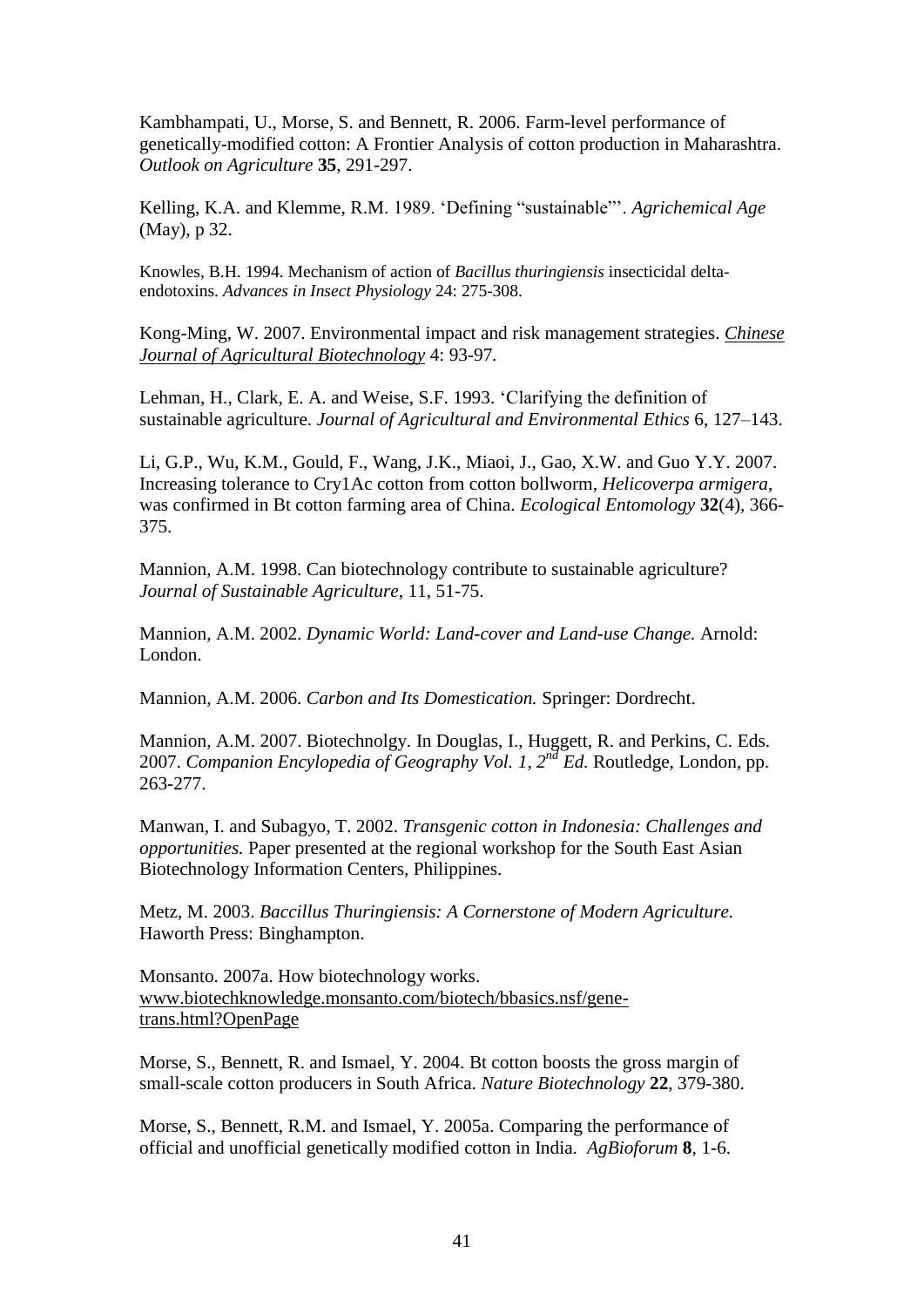Kambhampati, U., Morse, S. and Bennett, R. 2006. Farm-level performance of genetically-modified cotton: A Frontier Analysis of cotton production in Maharashtra. *Outlook on Agriculture* **35**, 291-297.

Kelling, K.A. and Klemme, R.M. 1989. 'Defining "sustainable"'. *Agrichemical Age* (May), p 32.

Knowles, B.H. 1994. Mechanism of action of *Bacillus thuringiensis* insecticidal delta-endotoxins. *Advances in Insect Physiology* 24: 275-308.

Kong-Ming, W. 2007. Environmental impact and risk management strategies. *Chinese Journal of Agricultural Biotechnology* 4: 93-97.

Lehman, H., Clark, E. A. and Weise, S.F. 1993. 'Clarifying the definition of sustainable agriculture. *Journal of Agricultural and Environmental Ethics* 6, 127–143.

Li, G.P., Wu, K.M., Gould, F., Wang, J.K., Miaoi, J., Gao, X.W. and Guo Y.Y. 2007. Increasing tolerance to Cry1Ac cotton from cotton bollworm, *Helicoverpa armigera*, was confirmed in Bt cotton farming area of China. *Ecological Entomology* **32**(4), 366-375.

Mannion, A.M. 1998. Can biotechnology contribute to sustainable agriculture? *Journal of Sustainable Agriculture*, 11, 51-75.

Mannion, A.M. 2002. *Dynamic World: Land-cover and Land-use Change.* Arnold: London.

Mannion, A.M. 2006. *Carbon and Its Domestication.* Springer: Dordrecht.

Mannion, A.M. 2007. Biotechnolgy. In Douglas, I., Huggett, R. and Perkins, C. Eds. 2007. *Companion Encylopedia of Geography Vol. 1, 2nd Ed.* Routledge, London, pp. 263-277.

Manwan, I. and Subagyo, T. 2002. *Transgenic cotton in Indonesia: Challenges and opportunities.* Paper presented at the regional workshop for the South East Asian Biotechnology Information Centers, Philippines.

Metz, M. 2003. *Baccillus Thuringiensis: A Cornerstone of Modern Agriculture.* Haworth Press: Binghampton.

Monsanto. 2007a. How biotechnology works. www.biotechknowledge.monsanto.com/biotech/bbasics.nsf/gene-trans.html?OpenPage

Morse, S., Bennett, R. and Ismael, Y. 2004. Bt cotton boosts the gross margin of small-scale cotton producers in South Africa. *Nature Biotechnology* **22**, 379-380.

Morse, S., Bennett, R.M. and Ismael, Y. 2005a. Comparing the performance of official and unofficial genetically modified cotton in India. *AgBioforum* **8**, 1-6.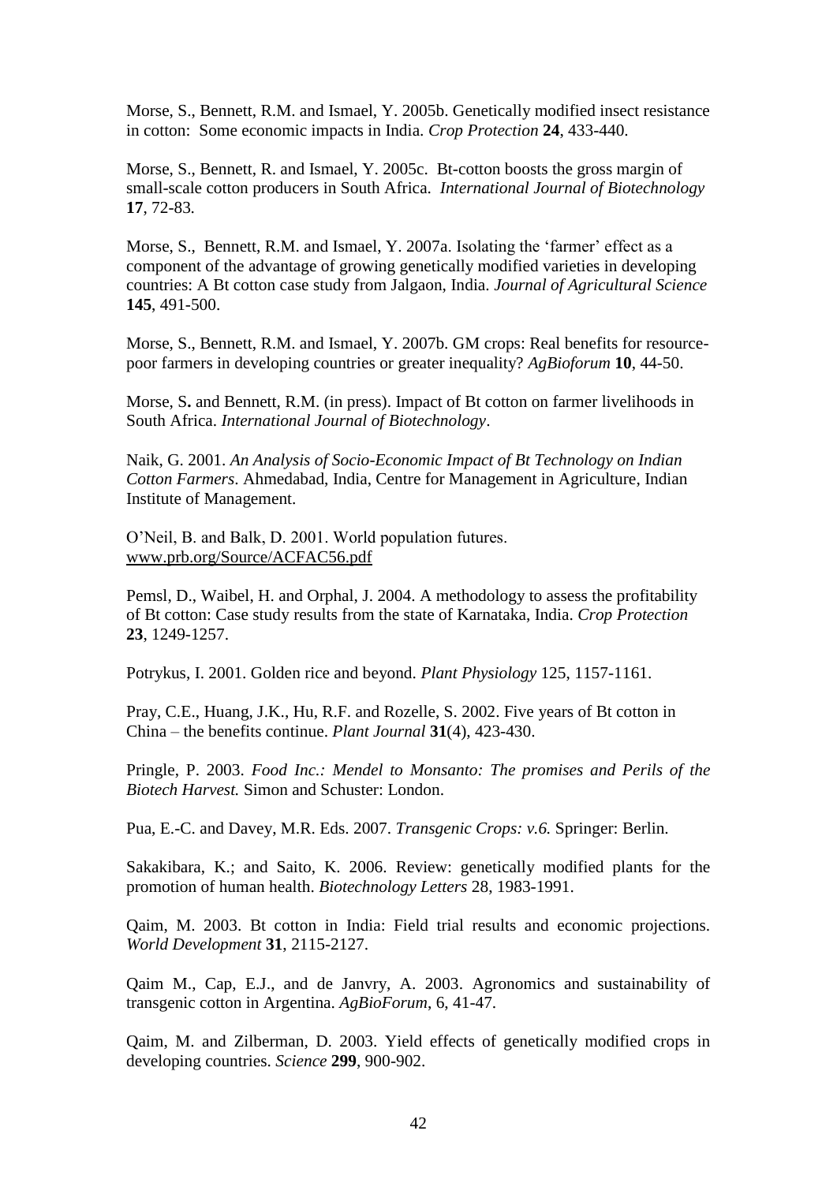Morse, S., Bennett, R.M. and Ismael, Y. 2005b. Genetically modified insect resistance in cotton: Some economic impacts in India. *Crop Protection* **24**, 433-440.

Morse, S., Bennett, R. and Ismael, Y. 2005c. Bt-cotton boosts the gross margin of small-scale cotton producers in South Africa. *International Journal of Biotechnology* **17**, 72-83*.*

Morse, S., Bennett, R.M. and Ismael, Y. 2007a. Isolating the 'farmer' effect as a component of the advantage of growing genetically modified varieties in developing countries: A Bt cotton case study from Jalgaon, India. *Journal of Agricultural Science* **145**, 491-500.

Morse, S., Bennett, R.M. and Ismael, Y. 2007b. GM crops: Real benefits for resource-poor farmers in developing countries or greater inequality? *AgBioforum* **10**, 44-50.

Morse, S**.** and Bennett, R.M. (in press). Impact of Bt cotton on farmer livelihoods in South Africa. *International Journal of Biotechnology*.

Naik, G. 2001. *An Analysis of Socio-Economic Impact of Bt Technology on Indian Cotton Farmers*. Ahmedabad, India, Centre for Management in Agriculture, Indian Institute of Management.

O'Neil, B. and Balk, D. 2001. World population futures. www.prb.org/Source/ACFAC56.pdf

Pemsl, D., Waibel, H. and Orphal, J. 2004. A methodology to assess the profitability of Bt cotton: Case study results from the state of Karnataka, India. *Crop Protection* **23**, 1249-1257.

Potrykus, I. 2001. Golden rice and beyond. *Plant Physiology* 125, 1157-1161.

Pray, C.E., Huang, J.K., Hu, R.F. and Rozelle, S. 2002. Five years of Bt cotton in China – the benefits continue. *Plant Journal* **31**(4), 423-430.

Pringle, P. 2003. *Food Inc.: Mendel to Monsanto: The promises and Perils of the Biotech Harvest.* Simon and Schuster: London.

Pua, E.-C. and Davey, M.R. Eds. 2007. *Transgenic Crops: v.6.* Springer: Berlin.

Sakakibara, K.; and Saito, K. 2006. Review: genetically modified plants for the promotion of human health. *Biotechnology Letters* 28, 1983-1991.

Qaim, M. 2003. Bt cotton in India: Field trial results and economic projections. *World Development* **31**, 2115-2127.

Qaim M., Cap, E.J., and de Janvry, A. 2003. Agronomics and sustainability of transgenic cotton in Argentina. *AgBioForum*, 6, 41-47.

Qaim, M. and Zilberman, D. 2003. Yield effects of genetically modified crops in developing countries. *Science* **299**, 900-902.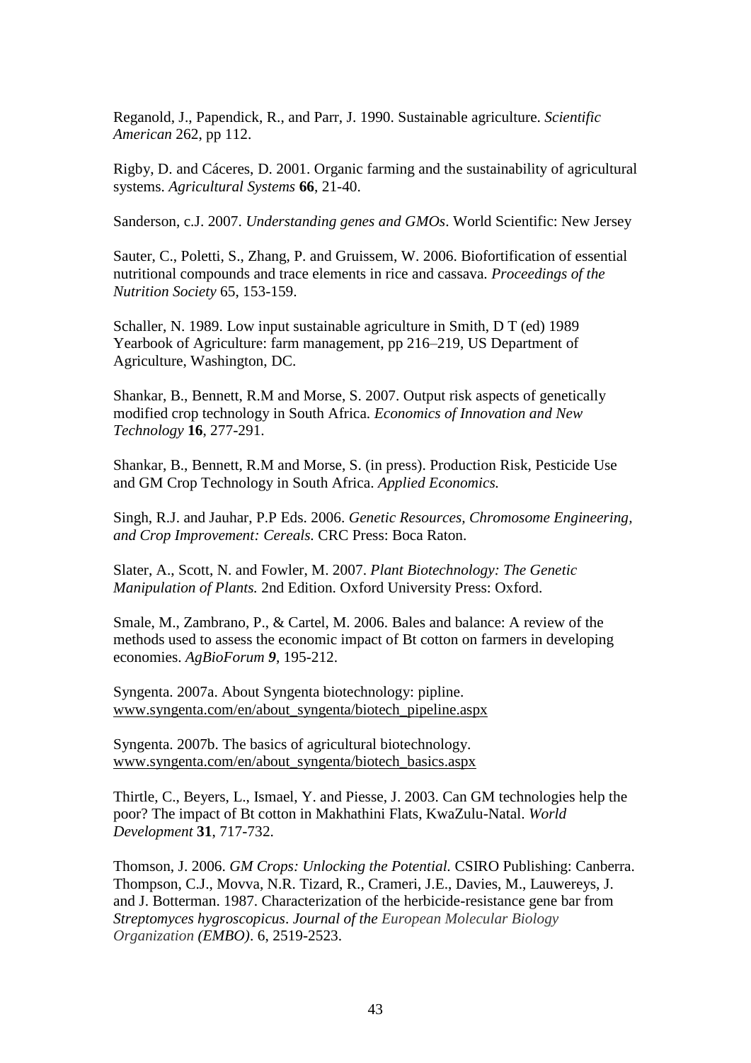Reganold, J., Papendick, R., and Parr, J. 1990. Sustainable agriculture. *Scientific American* 262, pp 112.

Rigby, D. and Cáceres, D. 2001. Organic farming and the sustainability of agricultural systems. *Agricultural Systems* **66**, 21-40.

Sanderson, c.J. 2007. *Understanding genes and GMOs*. World Scientific: New Jersey

Sauter, C., Poletti, S., Zhang, P. and Gruissem, W. 2006. Biofortification of essential nutritional compounds and trace elements in rice and cassava. *Proceedings of the Nutrition Society* 65, 153-159.

Schaller, N. 1989. Low input sustainable agriculture in Smith, D T (ed) 1989 Yearbook of Agriculture: farm management, pp 216–219, US Department of Agriculture, Washington, DC.

Shankar, B., Bennett, R.M and Morse, S. 2007. Output risk aspects of genetically modified crop technology in South Africa. *Economics of Innovation and New Technology* **16**, 277-291.

Shankar, B., Bennett, R.M and Morse, S. (in press). Production Risk, Pesticide Use and GM Crop Technology in South Africa. *Applied Economics.*

Singh, R.J. and Jauhar, P.P Eds. 2006. *Genetic Resources, Chromosome Engineering, and Crop Improvement: Cereals.* CRC Press: Boca Raton.

Slater, A., Scott, N. and Fowler, M. 2007. *Plant Biotechnology: The Genetic Manipulation of Plants.* 2nd Edition. Oxford University Press: Oxford.

Smale, M., Zambrano, P., & Cartel, M. 2006. Bales and balance: A review of the methods used to assess the economic impact of Bt cotton on farmers in developing economies. *AgBioForum* ***9***, 195-212.

Syngenta. 2007a. About Syngenta biotechnology: pipline. www.syngenta.com/en/about_syngenta/biotech_pipeline.aspx

Syngenta. 2007b. The basics of agricultural biotechnology. www.syngenta.com/en/about_syngenta/biotech_basics.aspx

Thirtle, C., Beyers, L., Ismael, Y. and Piesse, J. 2003. Can GM technologies help the poor? The impact of Bt cotton in Makhathini Flats, KwaZulu-Natal. *World Development* **31**, 717-732.

Thomson, J. 2006. *GM Crops: Unlocking the Potential.* CSIRO Publishing: Canberra.
Thompson, C.J., Movva, N.R. Tizard, R., Crameri, J.E., Davies, M., Lauwereys, J. and J. Botterman. 1987. Characterization of the herbicide-resistance gene bar from *Streptomyces hygroscopicus*. *Journal of the European Molecular Biology Organization (EMBO)*. 6, 2519-2523.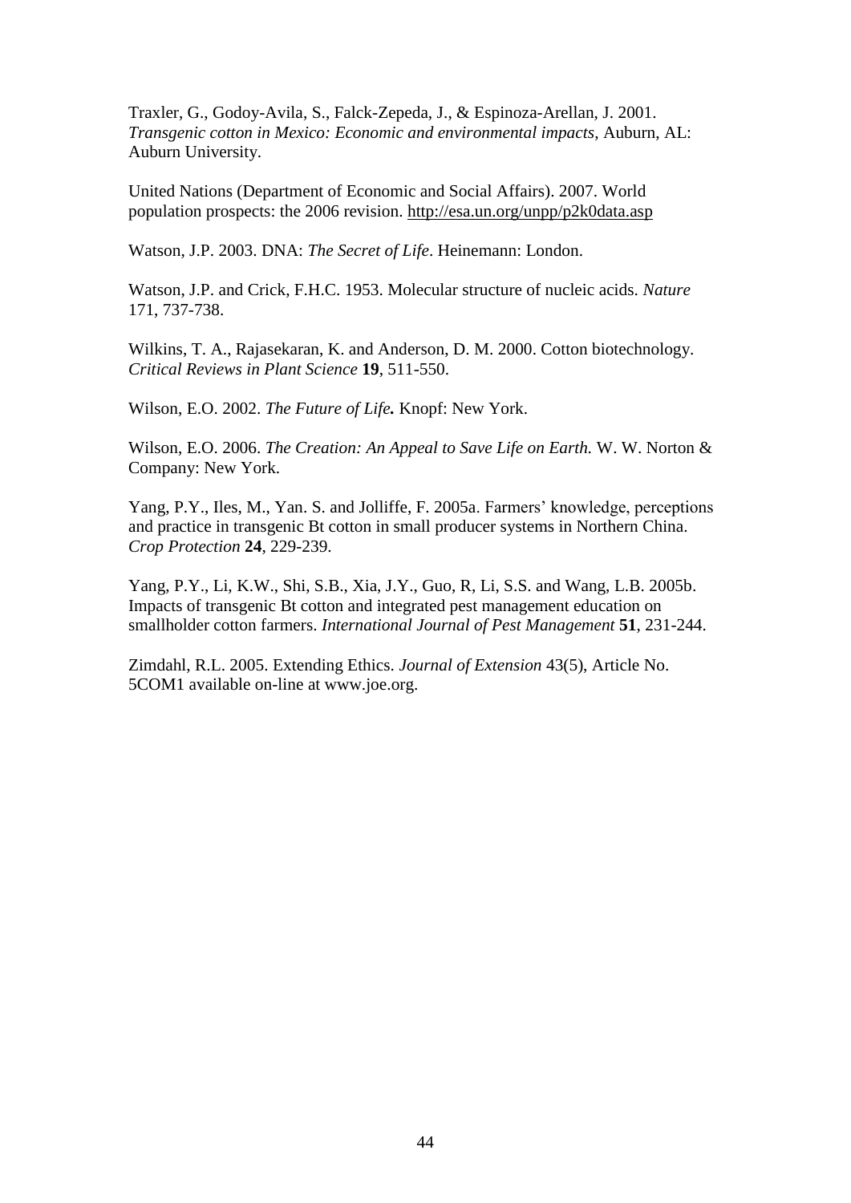Traxler, G., Godoy-Avila, S., Falck-Zepeda, J., & Espinoza-Arellan, J. 2001. *Transgenic cotton in Mexico: Economic and environmental impacts*, Auburn, AL: Auburn University.

United Nations (Department of Economic and Social Affairs). 2007. World population prospects: the 2006 revision. http://esa.un.org/unpp/p2k0data.asp

Watson, J.P. 2003. DNA: *The Secret of Life*. Heinemann: London.

Watson, J.P. and Crick, F.H.C. 1953. Molecular structure of nucleic acids. *Nature* 171, 737-738.

Wilkins, T. A., Rajasekaran, K. and Anderson, D. M. 2000. Cotton biotechnology. *Critical Reviews in Plant Science* **19**, 511-550.

Wilson, E.O. 2002. *The Future of Life.* Knopf: New York.

Wilson, E.O. 2006. *The Creation: An Appeal to Save Life on Earth.* W. W. Norton & Company: New York.

Yang, P.Y., Iles, M., Yan. S. and Jolliffe, F. 2005a. Farmers' knowledge, perceptions and practice in transgenic Bt cotton in small producer systems in Northern China. *Crop Protection* **24**, 229-239.

Yang, P.Y., Li, K.W., Shi, S.B., Xia, J.Y., Guo, R, Li, S.S. and Wang, L.B. 2005b. Impacts of transgenic Bt cotton and integrated pest management education on smallholder cotton farmers. *International Journal of Pest Management* **51**, 231-244.

Zimdahl, R.L. 2005. Extending Ethics. *Journal of Extension* 43(5), Article No. 5COM1 available on-line at www.joe.org.